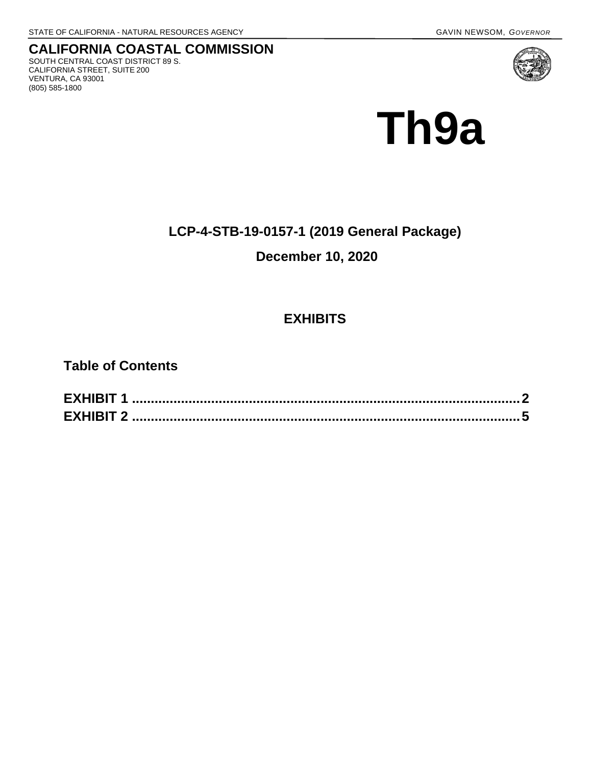STATE OF CALIFORNIA - NATURAL RESOURCES AGENCY GAVIN NEWSOM, *GOVERNOR*

**CALIFORNIA COASTAL COMMISSION**
SOUTH CENTRAL COAST DISTRICT 89 S.
CALIFORNIA STREET, SUITE 200
VENTURA, CA 93001
(805) 585-1800

# Th9a

**LCP-4-STB-19-0157-1 (2019 General Package)**

**December 10, 2020**

## EXHIBITS

### Table of Contents

**EXHIBIT 1 .......................................................................................... 2**
**EXHIBIT 2 .......................................................................................... 5**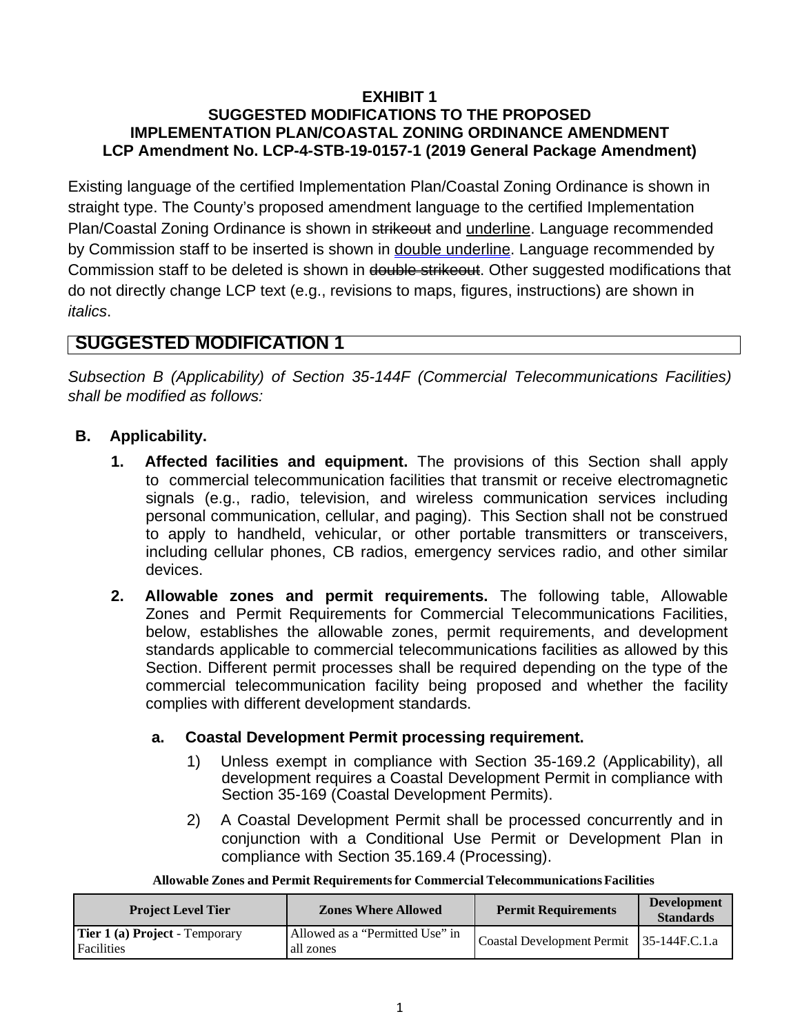**EXHIBIT 1**
**SUGGESTED MODIFICATIONS TO THE PROPOSED IMPLEMENTATION PLAN/COASTAL ZONING ORDINANCE AMENDMENT**
**LCP Amendment No. LCP-4-STB-19-0157-1 (2019 General Package Amendment)**

Existing language of the certified Implementation Plan/Coastal Zoning Ordinance is shown in straight type. The County's proposed amendment language to the certified Implementation Plan/Coastal Zoning Ordinance is shown in ~~strikeout~~ and <u>underline</u>. Language recommended by Commission staff to be inserted is shown in <u>double underline</u>. Language recommended by Commission staff to be deleted is shown in ~~double strikeout~~. Other suggested modifications that do not directly change LCP text (e.g., revisions to maps, figures, instructions) are shown in *italics*.

## SUGGESTED MODIFICATION 1

*Subsection B (Applicability) of Section 35-144F (Commercial Telecommunications Facilities) shall be modified as follows:*

**B. Applicability.**

1. **Affected facilities and equipment.** The provisions of this Section shall apply to commercial telecommunication facilities that transmit or receive electromagnetic signals (e.g., radio, television, and wireless communication services including personal communication, cellular, and paging). This Section shall not be construed to apply to handheld, vehicular, or other portable transmitters or transceivers, including cellular phones, CB radios, emergency services radio, and other similar devices.

2. **Allowable zones and permit requirements.** The following table, Allowable Zones and Permit Requirements for Commercial Telecommunications Facilities, below, establishes the allowable zones, permit requirements, and development standards applicable to commercial telecommunications facilities as allowed by this Section. Different permit processes shall be required depending on the type of the commercial telecommunication facility being proposed and whether the facility complies with different development standards.

   a. **Coastal Development Permit processing requirement.**

      1) Unless exempt in compliance with Section 35-169.2 (Applicability), all development requires a Coastal Development Permit in compliance with Section 35-169 (Coastal Development Permits).

      2) A Coastal Development Permit shall be processed concurrently and in conjunction with a Conditional Use Permit or Development Plan in compliance with Section 35.169.4 (Processing).

**Allowable Zones and Permit Requirements for Commercial Telecommunications Facilities**

| Project Level Tier | Zones Where Allowed | Permit Requirements | Development Standards |
|---|---|---|---|
| **Tier 1 (a) Project** - Temporary Facilities | Allowed as a "Permitted Use" in all zones | Coastal Development Permit | 35-144F.C.1.a |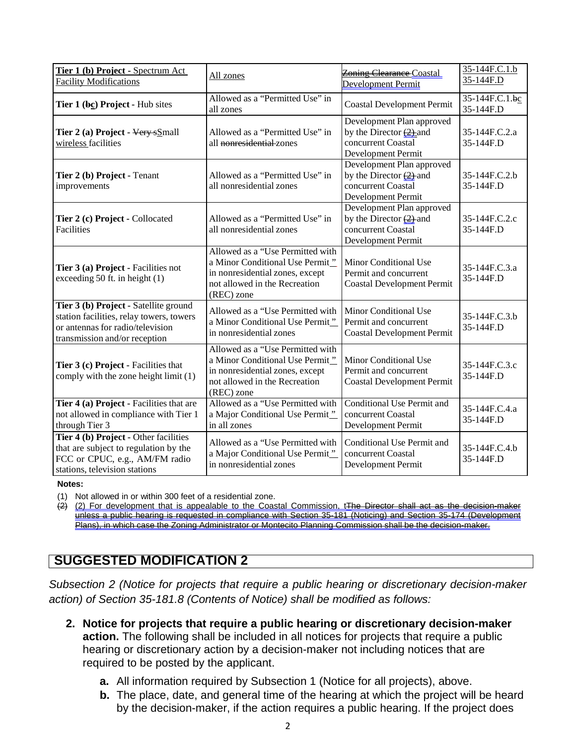| Tier 1 (b) Project - Spectrum Act Facility Modifications | All zones | ~~Zoning Clearance~~ Coastal Development Permit | 35-144F.C.1.b 35-144F.D |
|---|---|---|---|
| **Tier 1 (~~b~~c) Project** - Hub sites | Allowed as a "Permitted Use" in all zones | Coastal Development Permit | 35-144F.C.1.~~b~~c 35-144F.D |
| **Tier 2 (a) Project** - ~~Very s~~Small wireless facilities | Allowed as a "Permitted Use" in all ~~nonresidential~~ zones | Development Plan approved by the Director ~~(2)~~ and concurrent Coastal Development Permit | 35-144F.C.2.a 35-144F.D |
| **Tier 2 (b) Project** - Tenant improvements | Allowed as a "Permitted Use" in all nonresidential zones | Development Plan approved by the Director ~~(2)~~ and concurrent Coastal Development Permit | 35-144F.C.2.b 35-144F.D |
| **Tier 2 (c) Project** - Collocated Facilities | Allowed as a "Permitted Use" in all nonresidential zones | Development Plan approved by the Director ~~(2)~~ and concurrent Coastal Development Permit | 35-144F.C.2.c 35-144F.D |
| **Tier 3 (a) Project** - Facilities not exceeding 50 ft. in height (1) | Allowed as a "Use Permitted with a Minor Conditional Use Permit" in nonresidential zones, except not allowed in the Recreation (REC) zone | Minor Conditional Use Permit and concurrent Coastal Development Permit | 35-144F.C.3.a 35-144F.D |
| **Tier 3 (b) Project** - Satellite ground station facilities, relay towers, towers or antennas for radio/television transmission and/or reception | Allowed as a "Use Permitted with a Minor Conditional Use Permit" in nonresidential zones | Minor Conditional Use Permit and concurrent Coastal Development Permit | 35-144F.C.3.b 35-144F.D |
| **Tier 3 (c) Project** - Facilities that comply with the zone height limit (1) | Allowed as a "Use Permitted with a Minor Conditional Use Permit" in nonresidential zones, except not allowed in the Recreation (REC) zone | Minor Conditional Use Permit and concurrent Coastal Development Permit | 35-144F.C.3.c 35-144F.D |
| **Tier 4 (a) Project** - Facilities that are not allowed in compliance with Tier 1 through Tier 3 | Allowed as a "Use Permitted with a Major Conditional Use Permit" in all zones | Conditional Use Permit and concurrent Coastal Development Permit | 35-144F.C.4.a 35-144F.D |
| **Tier 4 (b) Project** - Other facilities that are subject to regulation by the FCC or CPUC, e.g., AM/FM radio stations, television stations | Allowed as a "Use Permitted with a Major Conditional Use Permit" in nonresidential zones | Conditional Use Permit and concurrent Coastal Development Permit | 35-144F.C.4.b 35-144F.D |

**Notes:**

(1) Not allowed in or within 300 feet of a residential zone.

~~(2)~~ (2) For development that is appealable to the Coastal Commission, t~~The Director shall act as the decision-maker~~ unless a public hearing is requested in compliance with Section 35-181 (Noticing) and Section 35-174 (Development Plans), in which case the Zoning Administrator or Montecito Planning Commission shall be the decision-maker.

## SUGGESTED MODIFICATION 2

*Subsection 2 (Notice for projects that require a public hearing or discretionary decision-maker action) of Section 35-181.8 (Contents of Notice) shall be modified as follows:*

2. **Notice for projects that require a public hearing or discretionary decision-maker action.** The following shall be included in all notices for projects that require a public hearing or discretionary action by a decision-maker not including notices that are required to be posted by the applicant.
   a. All information required by Subsection 1 (Notice for all projects), above.
   b. The place, date, and general time of the hearing at which the project will be heard by the decision-maker, if the action requires a public hearing. If the project does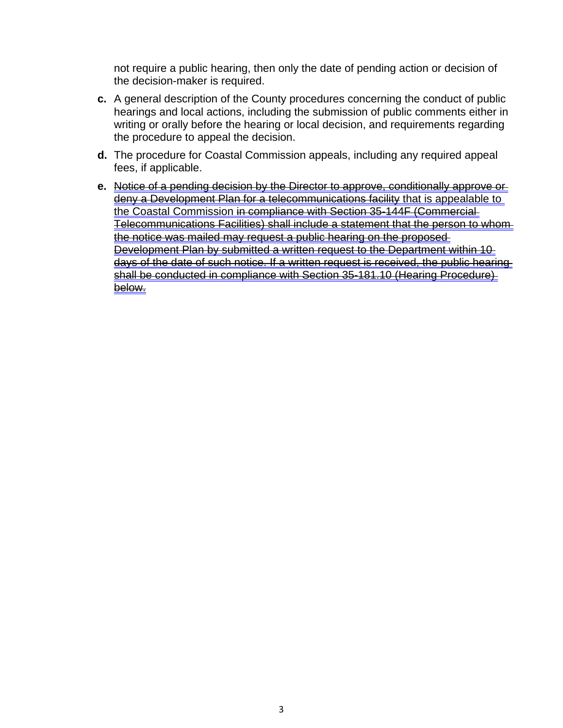not require a public hearing, then only the date of pending action or decision of the decision-maker is required.

**c.** A general description of the County procedures concerning the conduct of public hearings and local actions, including the submission of public comments either in writing or orally before the hearing or local decision, and requirements regarding the procedure to appeal the decision.

**d.** The procedure for Coastal Commission appeals, including any required appeal fees, if applicable.

**e.** ~~Notice of a pending decision by the Director to approve, conditionally approve or deny a Development Plan for a telecommunications facility~~ that is appealable to the Coastal Commission ~~in compliance with Section 35-144F (Commercial Telecommunications Facilities) shall include a statement that the person to whom the notice was mailed may request a public hearing on the proposed Development Plan by submitted a written request to the Department within 10 days of the date of such notice. If a written request is received, the public hearing shall be conducted in compliance with Section 35-181.10 (Hearing Procedure) below.~~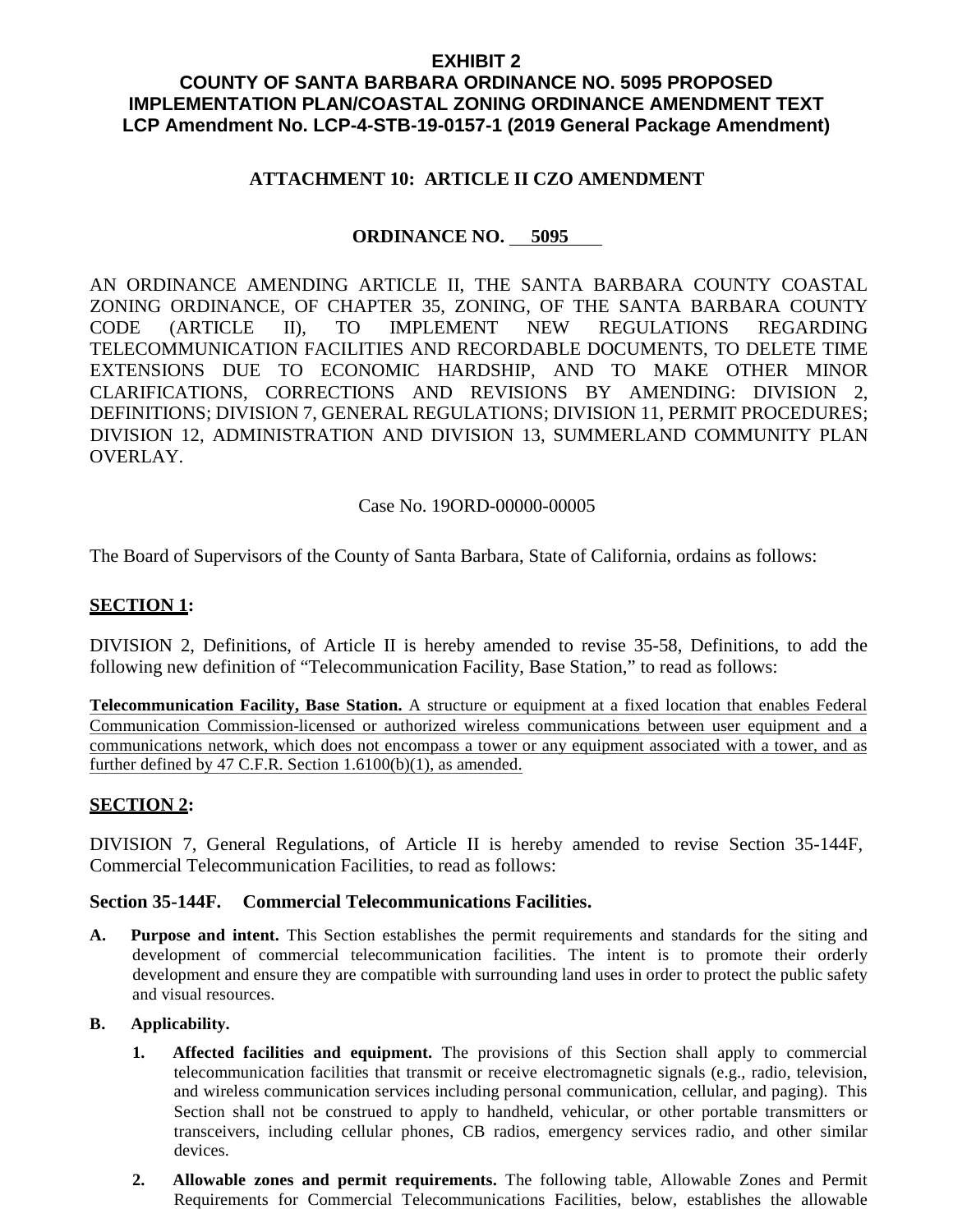**EXHIBIT 2**
**COUNTY OF SANTA BARBARA ORDINANCE NO. 5095 PROPOSED IMPLEMENTATION PLAN/COASTAL ZONING ORDINANCE AMENDMENT TEXT**
**LCP Amendment No. LCP-4-STB-19-0157-1 (2019 General Package Amendment)**

**ATTACHMENT 10: ARTICLE II CZO AMENDMENT**

**ORDINANCE NO. 5095**

AN ORDINANCE AMENDING ARTICLE II, THE SANTA BARBARA COUNTY COASTAL ZONING ORDINANCE, OF CHAPTER 35, ZONING, OF THE SANTA BARBARA COUNTY CODE (ARTICLE II), TO IMPLEMENT NEW REGULATIONS REGARDING TELECOMMUNICATION FACILITIES AND RECORDABLE DOCUMENTS, TO DELETE TIME EXTENSIONS DUE TO ECONOMIC HARDSHIP, AND TO MAKE OTHER MINOR CLARIFICATIONS, CORRECTIONS AND REVISIONS BY AMENDING: DIVISION 2, DEFINITIONS; DIVISION 7, GENERAL REGULATIONS; DIVISION 11, PERMIT PROCEDURES; DIVISION 12, ADMINISTRATION AND DIVISION 13, SUMMERLAND COMMUNITY PLAN OVERLAY.

Case No. 19ORD-00000-00005

The Board of Supervisors of the County of Santa Barbara, State of California, ordains as follows:

## SECTION 1:

DIVISION 2, Definitions, of Article II is hereby amended to revise 35-58, Definitions, to add the following new definition of "Telecommunication Facility, Base Station," to read as follows:

**Telecommunication Facility, Base Station.** A structure or equipment at a fixed location that enables Federal Communication Commission-licensed or authorized wireless communications between user equipment and a communications network, which does not encompass a tower or any equipment associated with a tower, and as further defined by 47 C.F.R. Section 1.6100(b)(1), as amended.

## SECTION 2:

DIVISION 7, General Regulations, of Article II is hereby amended to revise Section 35-144F, Commercial Telecommunication Facilities, to read as follows:

### Section 35-144F. Commercial Telecommunications Facilities.

**A. Purpose and intent.** This Section establishes the permit requirements and standards for the siting and development of commercial telecommunication facilities. The intent is to promote their orderly development and ensure they are compatible with surrounding land uses in order to protect the public safety and visual resources.

**B. Applicability.**

**1. Affected facilities and equipment.** The provisions of this Section shall apply to commercial telecommunication facilities that transmit or receive electromagnetic signals (e.g., radio, television, and wireless communication services including personal communication, cellular, and paging). This Section shall not be construed to apply to handheld, vehicular, or other portable transmitters or transceivers, including cellular phones, CB radios, emergency services radio, and other similar devices.

**2. Allowable zones and permit requirements.** The following table, Allowable Zones and Permit Requirements for Commercial Telecommunications Facilities, below, establishes the allowable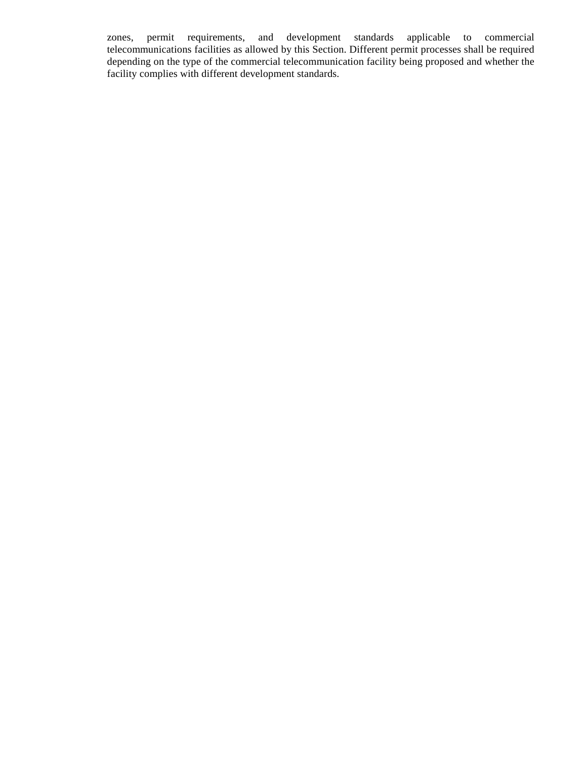zones, permit requirements, and development standards applicable to commercial telecommunications facilities as allowed by this Section. Different permit processes shall be required depending on the type of the commercial telecommunication facility being proposed and whether the facility complies with different development standards.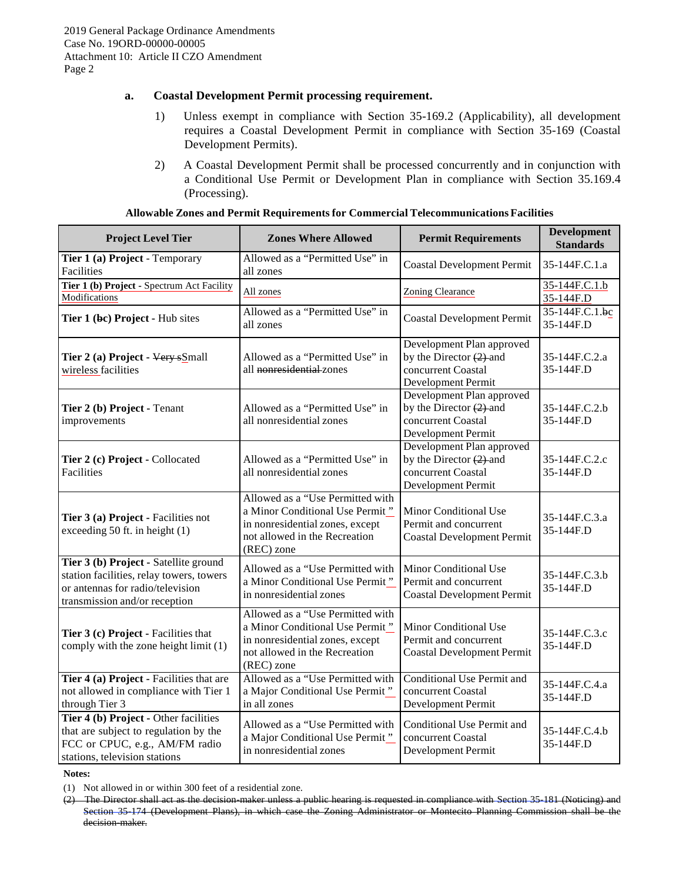**a. Coastal Development Permit processing requirement.**

1) Unless exempt in compliance with Section 35-169.2 (Applicability), all development requires a Coastal Development Permit in compliance with Section 35-169 (Coastal Development Permits).

2) A Coastal Development Permit shall be processed concurrently and in conjunction with a Conditional Use Permit or Development Plan in compliance with Section 35.169.4 (Processing).

**Allowable Zones and Permit Requirements for Commercial Telecommunications Facilities**

| Project Level Tier | Zones Where Allowed | Permit Requirements | Development Standards |
|---|---|---|---|
| **Tier 1 (a) Project** - Temporary Facilities | Allowed as a "Permitted Use" in all zones | Coastal Development Permit | 35-144F.C.1.a |
| **Tier 1 (b) Project** - Spectrum Act Facility Modifications | All zones | Zoning Clearance | 35-144F.C.1.b 35-144F.D |
| **Tier 1 (~~b~~c) Project** - Hub sites | Allowed as a "Permitted Use" in all zones | Coastal Development Permit | 35-144F.C.1.~~b~~c 35-144F.D |
| **Tier 2 (a) Project** - ~~Very s~~Small wireless facilities | Allowed as a "Permitted Use" in all ~~nonresidential~~ zones | Development Plan approved by the Director ~~(2)~~ and concurrent Coastal Development Permit | 35-144F.C.2.a 35-144F.D |
| **Tier 2 (b) Project** - Tenant improvements | Allowed as a "Permitted Use" in all nonresidential zones | Development Plan approved by the Director ~~(2)~~ and concurrent Coastal Development Permit | 35-144F.C.2.b 35-144F.D |
| **Tier 2 (c) Project** - Collocated Facilities | Allowed as a "Permitted Use" in all nonresidential zones | Development Plan approved by the Director ~~(2)~~ and concurrent Coastal Development Permit | 35-144F.C.2.c 35-144F.D |
| **Tier 3 (a) Project** - Facilities not exceeding 50 ft. in height (1) | Allowed as a "Use Permitted with a Minor Conditional Use Permit" in nonresidential zones, except not allowed in the Recreation (REC) zone | Minor Conditional Use Permit and concurrent Coastal Development Permit | 35-144F.C.3.a 35-144F.D |
| **Tier 3 (b) Project** - Satellite ground station facilities, relay towers, towers or antennas for radio/television transmission and/or reception | Allowed as a "Use Permitted with a Minor Conditional Use Permit" in nonresidential zones | Minor Conditional Use Permit and concurrent Coastal Development Permit | 35-144F.C.3.b 35-144F.D |
| **Tier 3 (c) Project** - Facilities that comply with the zone height limit (1) | Allowed as a "Use Permitted with a Minor Conditional Use Permit" in nonresidential zones, except not allowed in the Recreation (REC) zone | Minor Conditional Use Permit and concurrent Coastal Development Permit | 35-144F.C.3.c 35-144F.D |
| **Tier 4 (a) Project** - Facilities that are not allowed in compliance with Tier 1 through Tier 3 | Allowed as a "Use Permitted with a Major Conditional Use Permit" in all zones | Conditional Use Permit and concurrent Coastal Development Permit | 35-144F.C.4.a 35-144F.D |
| **Tier 4 (b) Project** - Other facilities that are subject to regulation by the FCC or CPUC, e.g., AM/FM radio stations, television stations | Allowed as a "Use Permitted with a Major Conditional Use Permit" in nonresidential zones | Conditional Use Permit and concurrent Coastal Development Permit | 35-144F.C.4.b 35-144F.D |

**Notes:**

(1) Not allowed in or within 300 feet of a residential zone.

~~(2) The Director shall act as the decision-maker unless a public hearing is requested in compliance with Section 35-181 (Noticing) and Section 35-174 (Development Plans), in which case the Zoning Administrator or Montecito Planning Commission shall be the decision-maker.~~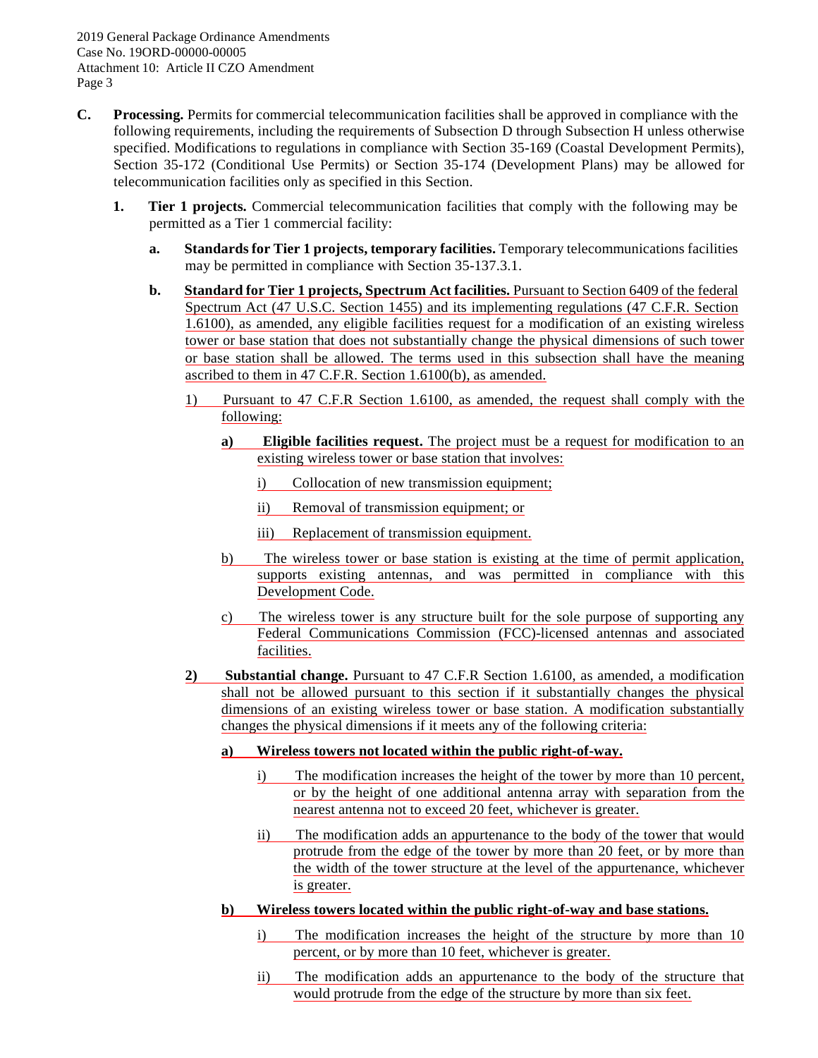- **C. Processing.** Permits for commercial telecommunication facilities shall be approved in compliance with the following requirements, including the requirements of Subsection D through Subsection H unless otherwise specified. Modifications to regulations in compliance with Section 35-169 (Coastal Development Permits), Section 35-172 (Conditional Use Permits) or Section 35-174 (Development Plans) may be allowed for telecommunication facilities only as specified in this Section.

  - **1. Tier 1 projects.** Commercial telecommunication facilities that comply with the following may be permitted as a Tier 1 commercial facility:

    - **a. Standards for Tier 1 projects, temporary facilities.** Temporary telecommunications facilities may be permitted in compliance with Section 35-137.3.1.

    - **b. Standard for Tier 1 projects, Spectrum Act facilities.** Pursuant to Section 6409 of the federal Spectrum Act (47 U.S.C. Section 1455) and its implementing regulations (47 C.F.R. Section 1.6100), as amended, any eligible facilities request for a modification of an existing wireless tower or base station that does not substantially change the physical dimensions of such tower or base station shall be allowed. The terms used in this subsection shall have the meaning ascribed to them in 47 C.F.R. Section 1.6100(b), as amended.

      - 1) Pursuant to 47 C.F.R Section 1.6100, as amended, the request shall comply with the following:

        - **a) Eligible facilities request.** The project must be a request for modification to an existing wireless tower or base station that involves:

          - i) Collocation of new transmission equipment;
          - ii) Removal of transmission equipment; or
          - iii) Replacement of transmission equipment.

        - b) The wireless tower or base station is existing at the time of permit application, supports existing antennas, and was permitted in compliance with this Development Code.

        - c) The wireless tower is any structure built for the sole purpose of supporting any Federal Communications Commission (FCC)-licensed antennas and associated facilities.

      - **2) Substantial change.** Pursuant to 47 C.F.R Section 1.6100, as amended, a modification shall not be allowed pursuant to this section if it substantially changes the physical dimensions of an existing wireless tower or base station. A modification substantially changes the physical dimensions if it meets any of the following criteria:

        - **a) Wireless towers not located within the public right-of-way.**

          - i) The modification increases the height of the tower by more than 10 percent, or by the height of one additional antenna array with separation from the nearest antenna not to exceed 20 feet, whichever is greater.
          - ii) The modification adds an appurtenance to the body of the tower that would protrude from the edge of the tower by more than 20 feet, or by more than the width of the tower structure at the level of the appurtenance, whichever is greater.

        - **b) Wireless towers located within the public right-of-way and base stations.**

          - i) The modification increases the height of the structure by more than 10 percent, or by more than 10 feet, whichever is greater.
          - ii) The modification adds an appurtenance to the body of the structure that would protrude from the edge of the structure by more than six feet.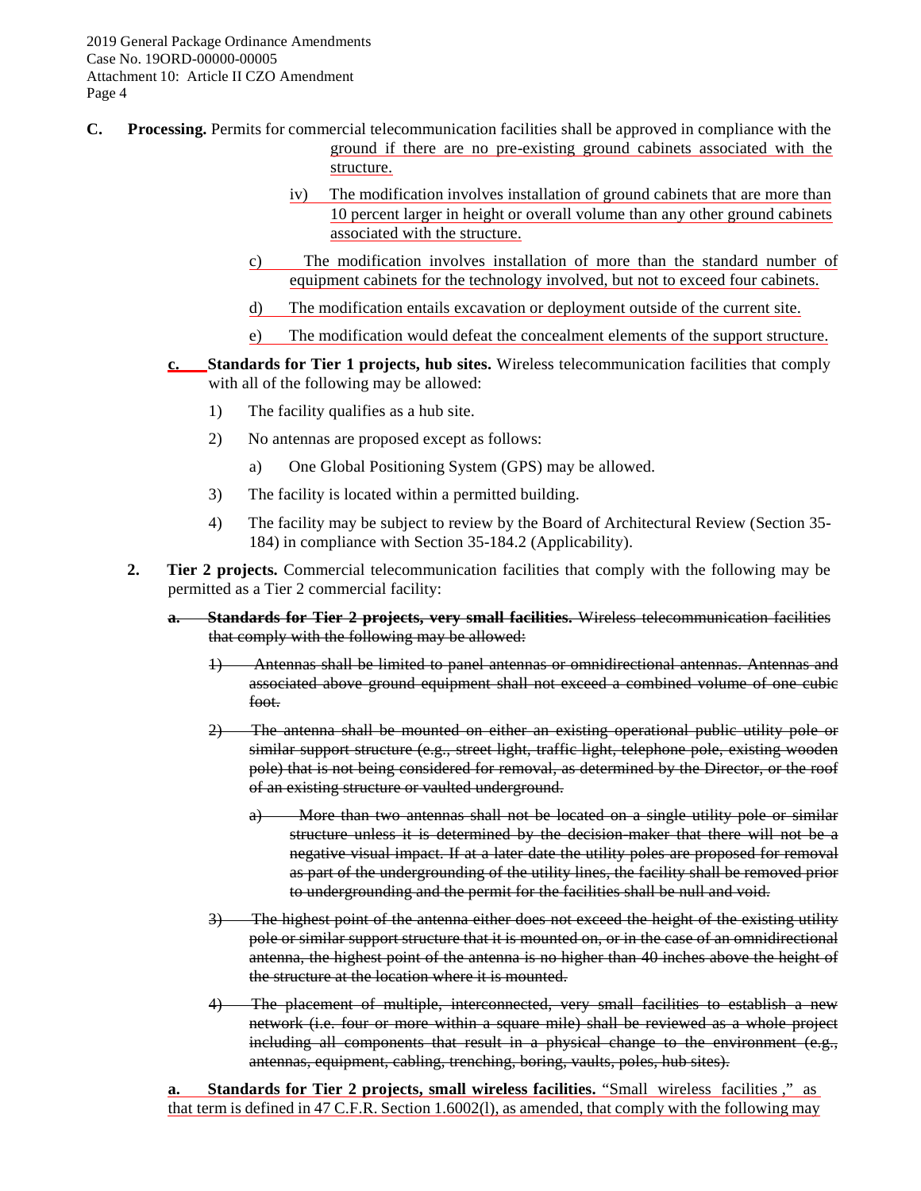**C. Processing.** Permits for commercial telecommunication facilities shall be approved in compliance with the ground if there are no pre-existing ground cabinets associated with the structure.

iv) The modification involves installation of ground cabinets that are more than 10 percent larger in height or overall volume than any other ground cabinets associated with the structure.

c) The modification involves installation of more than the standard number of equipment cabinets for the technology involved, but not to exceed four cabinets.

d) The modification entails excavation or deployment outside of the current site.

e) The modification would defeat the concealment elements of the support structure.

**c. Standards for Tier 1 projects, hub sites.** Wireless telecommunication facilities that comply with all of the following may be allowed:

1) The facility qualifies as a hub site.

2) No antennas are proposed except as follows:

a) One Global Positioning System (GPS) may be allowed.

3) The facility is located within a permitted building.

4) The facility may be subject to review by the Board of Architectural Review (Section 35-184) in compliance with Section 35-184.2 (Applicability).

**2. Tier 2 projects.** Commercial telecommunication facilities that comply with the following may be permitted as a Tier 2 commercial facility:

~~**a. Standards for Tier 2 projects, very small facilities.** Wireless telecommunication facilities that comply with the following may be allowed:~~

~~1) Antennas shall be limited to panel antennas or omnidirectional antennas. Antennas and associated above ground equipment shall not exceed a combined volume of one cubic foot.~~

~~2) The antenna shall be mounted on either an existing operational public utility pole or similar support structure (e.g., street light, traffic light, telephone pole, existing wooden pole) that is not being considered for removal, as determined by the Director, or the roof of an existing structure or vaulted underground.~~

~~a) More than two antennas shall not be located on a single utility pole or similar structure unless it is determined by the decision-maker that there will not be a negative visual impact. If at a later date the utility poles are proposed for removal as part of the undergrounding of the utility lines, the facility shall be removed prior to undergrounding and the permit for the facilities shall be null and void.~~

~~3) The highest point of the antenna either does not exceed the height of the existing utility pole or similar support structure that it is mounted on, or in the case of an omnidirectional antenna, the highest point of the antenna is no higher than 40 inches above the height of the structure at the location where it is mounted.~~

~~4) The placement of multiple, interconnected, very small facilities to establish a new network (i.e. four or more within a square mile) shall be reviewed as a whole project including all components that result in a physical change to the environment (e.g., antennas, equipment, cabling, trenching, boring, vaults, poles, hub sites).~~

**a. Standards for Tier 2 projects, small wireless facilities.** "Small wireless facilities," as that term is defined in 47 C.F.R. Section 1.6002(l), as amended, that comply with the following may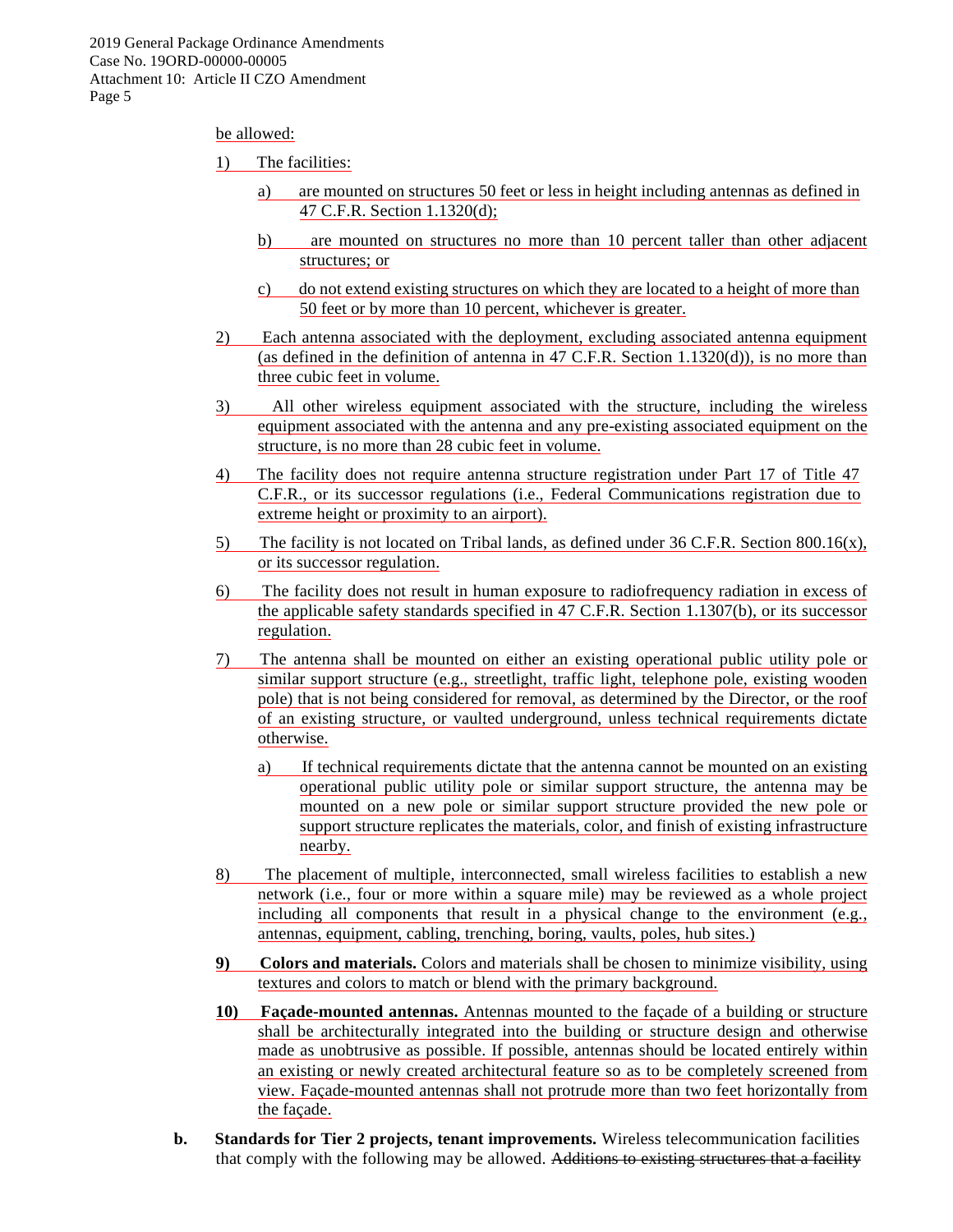be allowed:

1) The facilities:

   a) are mounted on structures 50 feet or less in height including antennas as defined in 47 C.F.R. Section 1.1320(d);

   b) are mounted on structures no more than 10 percent taller than other adjacent structures; or

   c) do not extend existing structures on which they are located to a height of more than 50 feet or by more than 10 percent, whichever is greater.

2) Each antenna associated with the deployment, excluding associated antenna equipment (as defined in the definition of antenna in 47 C.F.R. Section 1.1320(d)), is no more than three cubic feet in volume.

3) All other wireless equipment associated with the structure, including the wireless equipment associated with the antenna and any pre-existing associated equipment on the structure, is no more than 28 cubic feet in volume.

4) The facility does not require antenna structure registration under Part 17 of Title 47 C.F.R., or its successor regulations (i.e., Federal Communications registration due to extreme height or proximity to an airport).

5) The facility is not located on Tribal lands, as defined under 36 C.F.R. Section 800.16(x), or its successor regulation.

6) The facility does not result in human exposure to radiofrequency radiation in excess of the applicable safety standards specified in 47 C.F.R. Section 1.1307(b), or its successor regulation.

7) The antenna shall be mounted on either an existing operational public utility pole or similar support structure (e.g., streetlight, traffic light, telephone pole, existing wooden pole) that is not being considered for removal, as determined by the Director, or the roof of an existing structure, or vaulted underground, unless technical requirements dictate otherwise.

   a) If technical requirements dictate that the antenna cannot be mounted on an existing operational public utility pole or similar support structure, the antenna may be mounted on a new pole or similar support structure provided the new pole or support structure replicates the materials, color, and finish of existing infrastructure nearby.

8) The placement of multiple, interconnected, small wireless facilities to establish a new network (i.e., four or more within a square mile) may be reviewed as a whole project including all components that result in a physical change to the environment (e.g., antennas, equipment, cabling, trenching, boring, vaults, poles, hub sites.)

**9) Colors and materials.** Colors and materials shall be chosen to minimize visibility, using textures and colors to match or blend with the primary background.

**10) Façade-mounted antennas.** Antennas mounted to the façade of a building or structure shall be architecturally integrated into the building or structure design and otherwise made as unobtrusive as possible. If possible, antennas should be located entirely within an existing or newly created architectural feature so as to be completely screened from view. Façade-mounted antennas shall not protrude more than two feet horizontally from the façade.

**b. Standards for Tier 2 projects, tenant improvements.** Wireless telecommunication facilities that comply with the following may be allowed. ~~Additions to existing structures that a facility~~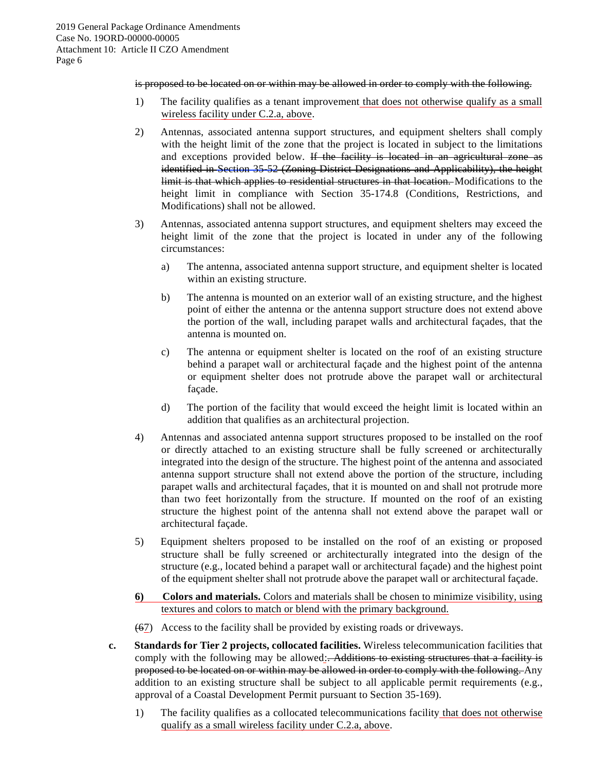~~is proposed to be located on or within may be allowed in order to comply with the following.~~

1) The facility qualifies as a tenant improvement <u>that does not otherwise qualify as a small wireless facility under C.2.a, above</u>.

2) Antennas, associated antenna support structures, and equipment shelters shall comply with the height limit of the zone that the project is located in subject to the limitations and exceptions provided below. ~~If the facility is located in an agricultural zone as identified in Section 35-52 (Zoning District Designations and Applicability), the height limit is that which applies to residential structures in that location.~~ Modifications to the height limit in compliance with Section 35-174.8 (Conditions, Restrictions, and Modifications) shall not be allowed.

3) Antennas, associated antenna support structures, and equipment shelters may exceed the height limit of the zone that the project is located in under any of the following circumstances:

   a) The antenna, associated antenna support structure, and equipment shelter is located within an existing structure.

   b) The antenna is mounted on an exterior wall of an existing structure, and the highest point of either the antenna or the antenna support structure does not extend above the portion of the wall, including parapet walls and architectural façades, that the antenna is mounted on.

   c) The antenna or equipment shelter is located on the roof of an existing structure behind a parapet wall or architectural façade and the highest point of the antenna or equipment shelter does not protrude above the parapet wall or architectural façade.

   d) The portion of the facility that would exceed the height limit is located within an addition that qualifies as an architectural projection.

4) Antennas and associated antenna support structures proposed to be installed on the roof or directly attached to an existing structure shall be fully screened or architecturally integrated into the design of the structure. The highest point of the antenna and associated antenna support structure shall not extend above the portion of the structure, including parapet walls and architectural façades, that it is mounted on and shall not protrude more than two feet horizontally from the structure. If mounted on the roof of an existing structure the highest point of the antenna shall not extend above the parapet wall or architectural façade.

5) Equipment shelters proposed to be installed on the roof of an existing or proposed structure shall be fully screened or architecturally integrated into the design of the structure (e.g., located behind a parapet wall or architectural façade) and the highest point of the equipment shelter shall not protrude above the parapet wall or architectural façade.

<u>**6) Colors and materials.** Colors and materials shall be chosen to minimize visibility, using textures and colors to match or blend with the primary background.</u>

(~~6~~<u>7</u>) Access to the facility shall be provided by existing roads or driveways.

**c. Standards for Tier 2 projects, collocated facilities.** Wireless telecommunication facilities that comply with the following may be allowed<u>:</u>~~. Additions to existing structures that a facility is proposed to be located on or within may be allowed in order to comply with the following.~~ Any addition to an existing structure shall be subject to all applicable permit requirements (e.g., approval of a Coastal Development Permit pursuant to Section 35-169).

1) The facility qualifies as a collocated telecommunications facility <u>that does not otherwise qualify as a small wireless facility under C.2.a, above</u>.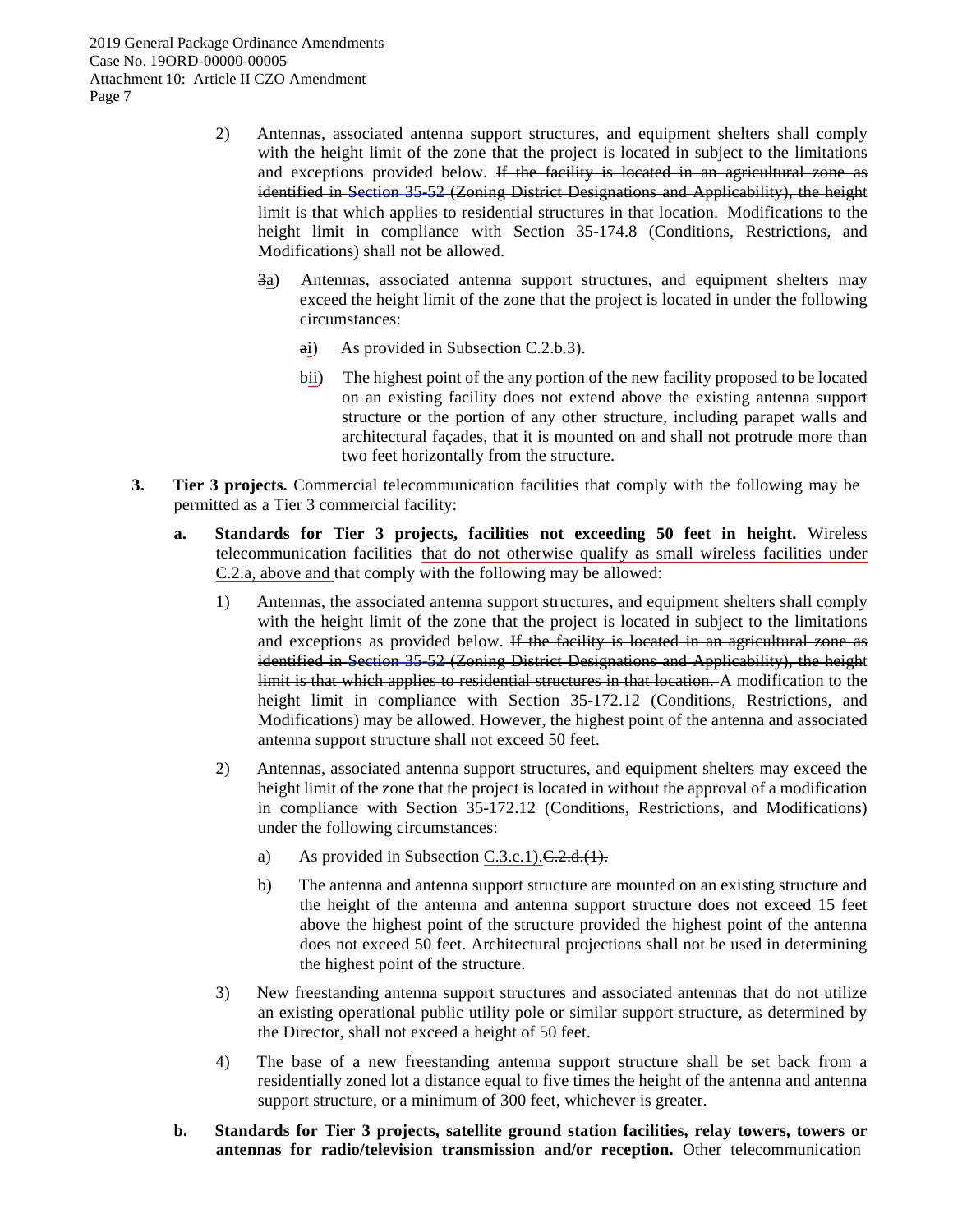2) Antennas, associated antenna support structures, and equipment shelters shall comply with the height limit of the zone that the project is located in subject to the limitations and exceptions provided below. ~~If the facility is located in an agricultural zone as identified in Section 35-52 (Zoning District Designations and Applicability), the height limit is that which applies to residential structures in that location.~~ Modifications to the height limit in compliance with Section 35-174.8 (Conditions, Restrictions, and Modifications) shall not be allowed.

   ~~3~~a) Antennas, associated antenna support structures, and equipment shelters may exceed the height limit of the zone that the project is located in under the following circumstances:

      ~~a~~i) As provided in Subsection C.2.b.3).

      ~~b~~ii) The highest point of the any portion of the new facility proposed to be located on an existing facility does not extend above the existing antenna support structure or the portion of any other structure, including parapet walls and architectural façades, that it is mounted on and shall not protrude more than two feet horizontally from the structure.

**3. Tier 3 projects.** Commercial telecommunication facilities that comply with the following may be permitted as a Tier 3 commercial facility:

**a. Standards for Tier 3 projects, facilities not exceeding 50 feet in height.** Wireless telecommunication facilities that do not otherwise qualify as small wireless facilities under C.2.a, above and that comply with the following may be allowed:

1) Antennas, the associated antenna support structures, and equipment shelters shall comply with the height limit of the zone that the project is located in subject to the limitations and exceptions as provided below. ~~If the facility is located in an agricultural zone as identified in Section 35-52 (Zoning District Designations and Applicability), the height limit is that which applies to residential structures in that location.~~ A modification to the height limit in compliance with Section 35-172.12 (Conditions, Restrictions, and Modifications) may be allowed. However, the highest point of the antenna and associated antenna support structure shall not exceed 50 feet.

2) Antennas, associated antenna support structures, and equipment shelters may exceed the height limit of the zone that the project is located in without the approval of a modification in compliance with Section 35-172.12 (Conditions, Restrictions, and Modifications) under the following circumstances:

   a) As provided in Subsection C.3.c.1).~~C.2.d.(1).~~

   b) The antenna and antenna support structure are mounted on an existing structure and the height of the antenna and antenna support structure does not exceed 15 feet above the highest point of the structure provided the highest point of the antenna does not exceed 50 feet. Architectural projections shall not be used in determining the highest point of the structure.

3) New freestanding antenna support structures and associated antennas that do not utilize an existing operational public utility pole or similar support structure, as determined by the Director, shall not exceed a height of 50 feet.

4) The base of a new freestanding antenna support structure shall be set back from a residentially zoned lot a distance equal to five times the height of the antenna and antenna support structure, or a minimum of 300 feet, whichever is greater.

**b. Standards for Tier 3 projects, satellite ground station facilities, relay towers, towers or antennas for radio/television transmission and/or reception.** Other telecommunication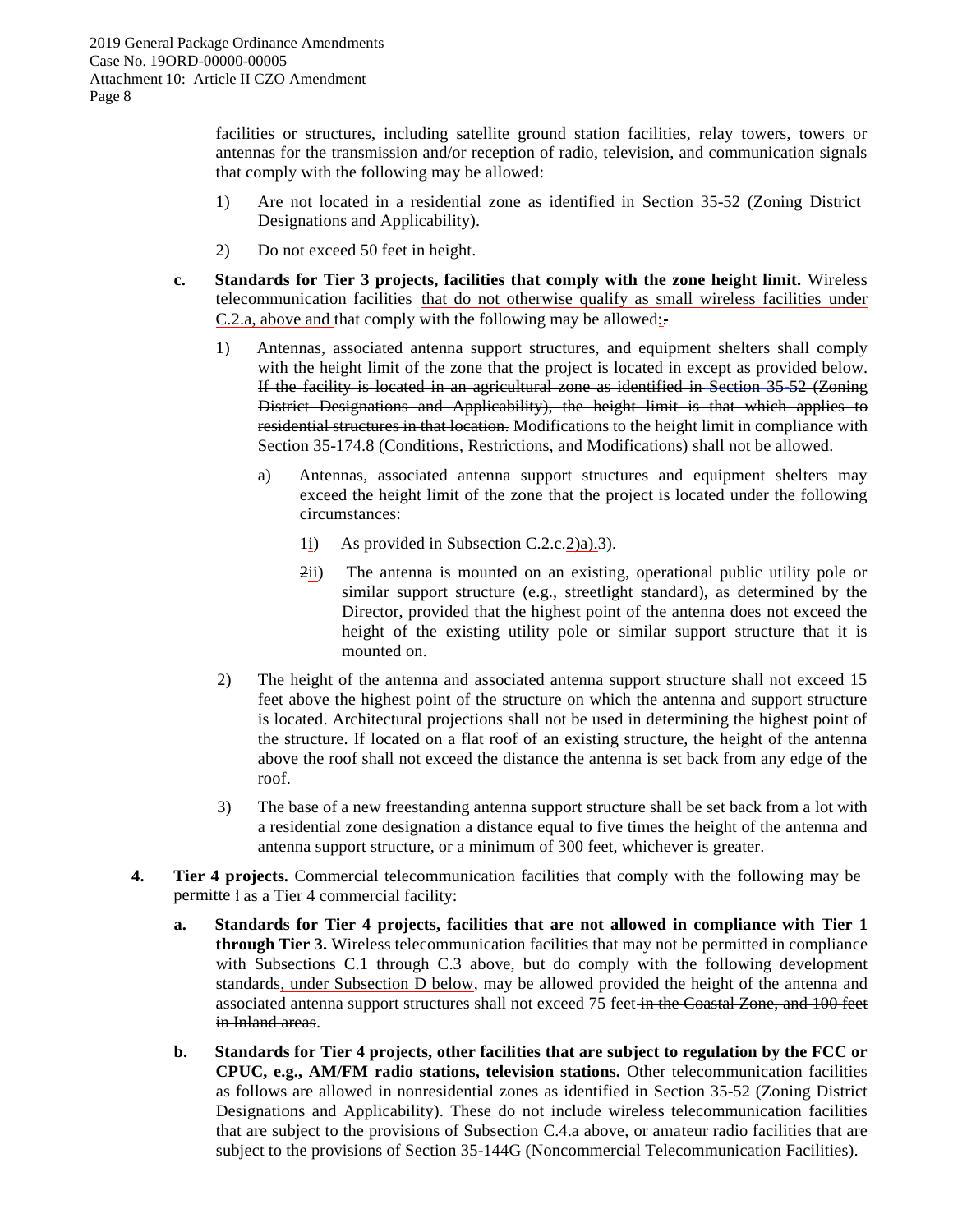facilities or structures, including satellite ground station facilities, relay towers, towers or antennas for the transmission and/or reception of radio, television, and communication signals that comply with the following may be allowed:

1) Are not located in a residential zone as identified in Section 35-52 (Zoning District Designations and Applicability).

2) Do not exceed 50 feet in height.

**c. Standards for Tier 3 projects, facilities that comply with the zone height limit.** Wireless telecommunication facilities that do not otherwise qualify as small wireless facilities under C.2.a, above and that comply with the following may be allowed:.

1) Antennas, associated antenna support structures, and equipment shelters shall comply with the height limit of the zone that the project is located in except as provided below. ~~If the facility is located in an agricultural zone as identified in Section 35-52 (Zoning District Designations and Applicability), the height limit is that which applies to residential structures in that location.~~ Modifications to the height limit in compliance with Section 35-174.8 (Conditions, Restrictions, and Modifications) shall not be allowed.

   a) Antennas, associated antenna support structures and equipment shelters may exceed the height limit of the zone that the project is located under the following circumstances:

      ~~1~~i) As provided in Subsection C.2.c.2)a).~~3).~~

      ~~2~~ii) The antenna is mounted on an existing, operational public utility pole or similar support structure (e.g., streetlight standard), as determined by the Director, provided that the highest point of the antenna does not exceed the height of the existing utility pole or similar support structure that it is mounted on.

2) The height of the antenna and associated antenna support structure shall not exceed 15 feet above the highest point of the structure on which the antenna and support structure is located. Architectural projections shall not be used in determining the highest point of the structure. If located on a flat roof of an existing structure, the height of the antenna above the roof shall not exceed the distance the antenna is set back from any edge of the roof.

3) The base of a new freestanding antenna support structure shall be set back from a lot with a residential zone designation a distance equal to five times the height of the antenna and antenna support structure, or a minimum of 300 feet, whichever is greater.

**4. Tier 4 projects.** Commercial telecommunication facilities that comply with the following may be permitted as a Tier 4 commercial facility:

**a. Standards for Tier 4 projects, facilities that are not allowed in compliance with Tier 1 through Tier 3.** Wireless telecommunication facilities that may not be permitted in compliance with Subsections C.1 through C.3 above, but do comply with the following development standards, under Subsection D below, may be allowed provided the height of the antenna and associated antenna support structures shall not exceed 75 feet ~~in the Coastal Zone, and 100 feet in Inland areas~~.

**b. Standards for Tier 4 projects, other facilities that are subject to regulation by the FCC or CPUC, e.g., AM/FM radio stations, television stations.** Other telecommunication facilities as follows are allowed in nonresidential zones as identified in Section 35-52 (Zoning District Designations and Applicability). These do not include wireless telecommunication facilities that are subject to the provisions of Subsection C.4.a above, or amateur radio facilities that are subject to the provisions of Section 35-144G (Noncommercial Telecommunication Facilities).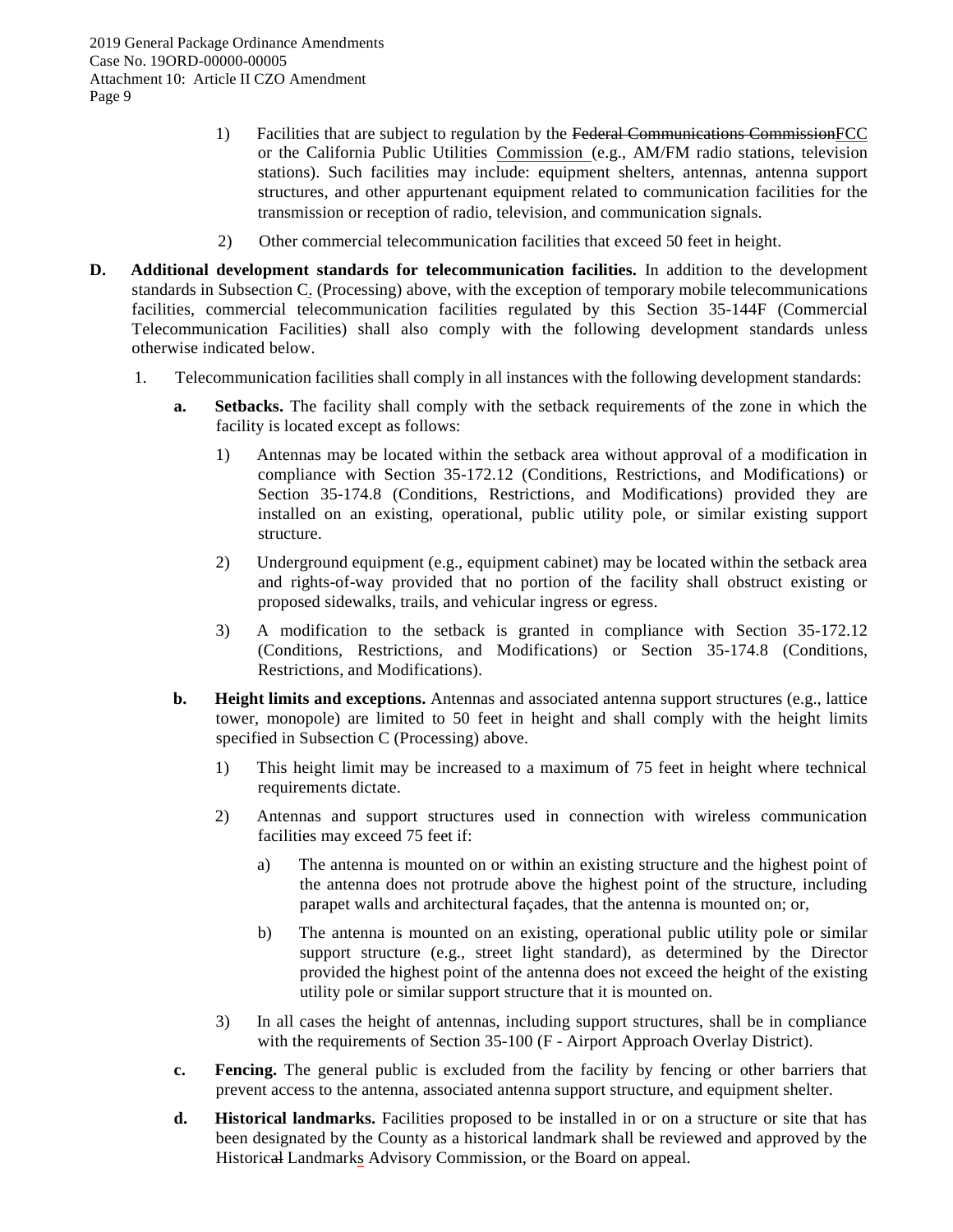1) Facilities that are subject to regulation by the ~~Federal Communications Commission~~FCC or the California Public Utilities Commission (e.g., AM/FM radio stations, television stations). Such facilities may include: equipment shelters, antennas, antenna support structures, and other appurtenant equipment related to communication facilities for the transmission or reception of radio, television, and communication signals.

2) Other commercial telecommunication facilities that exceed 50 feet in height.

**D. Additional development standards for telecommunication facilities.** In addition to the development standards in Subsection C. (Processing) above, with the exception of temporary mobile telecommunications facilities, commercial telecommunication facilities regulated by this Section 35-144F (Commercial Telecommunication Facilities) shall also comply with the following development standards unless otherwise indicated below.

1. Telecommunication facilities shall comply in all instances with the following development standards:

   **a. Setbacks.** The facility shall comply with the setback requirements of the zone in which the facility is located except as follows:

   1) Antennas may be located within the setback area without approval of a modification in compliance with Section 35-172.12 (Conditions, Restrictions, and Modifications) or Section 35-174.8 (Conditions, Restrictions, and Modifications) provided they are installed on an existing, operational, public utility pole, or similar existing support structure.

   2) Underground equipment (e.g., equipment cabinet) may be located within the setback area and rights-of-way provided that no portion of the facility shall obstruct existing or proposed sidewalks, trails, and vehicular ingress or egress.

   3) A modification to the setback is granted in compliance with Section 35-172.12 (Conditions, Restrictions, and Modifications) or Section 35-174.8 (Conditions, Restrictions, and Modifications).

   **b. Height limits and exceptions.** Antennas and associated antenna support structures (e.g., lattice tower, monopole) are limited to 50 feet in height and shall comply with the height limits specified in Subsection C (Processing) above.

   1) This height limit may be increased to a maximum of 75 feet in height where technical requirements dictate.

   2) Antennas and support structures used in connection with wireless communication facilities may exceed 75 feet if:

      a) The antenna is mounted on or within an existing structure and the highest point of the antenna does not protrude above the highest point of the structure, including parapet walls and architectural façades, that the antenna is mounted on; or,

      b) The antenna is mounted on an existing, operational public utility pole or similar support structure (e.g., street light standard), as determined by the Director provided the highest point of the antenna does not exceed the height of the existing utility pole or similar support structure that it is mounted on.

   3) In all cases the height of antennas, including support structures, shall be in compliance with the requirements of Section 35-100 (F - Airport Approach Overlay District).

   **c. Fencing.** The general public is excluded from the facility by fencing or other barriers that prevent access to the antenna, associated antenna support structure, and equipment shelter.

   **d. Historical landmarks.** Facilities proposed to be installed in or on a structure or site that has been designated by the County as a historical landmark shall be reviewed and approved by the Historic~~al~~ Landmarks Advisory Commission, or the Board on appeal.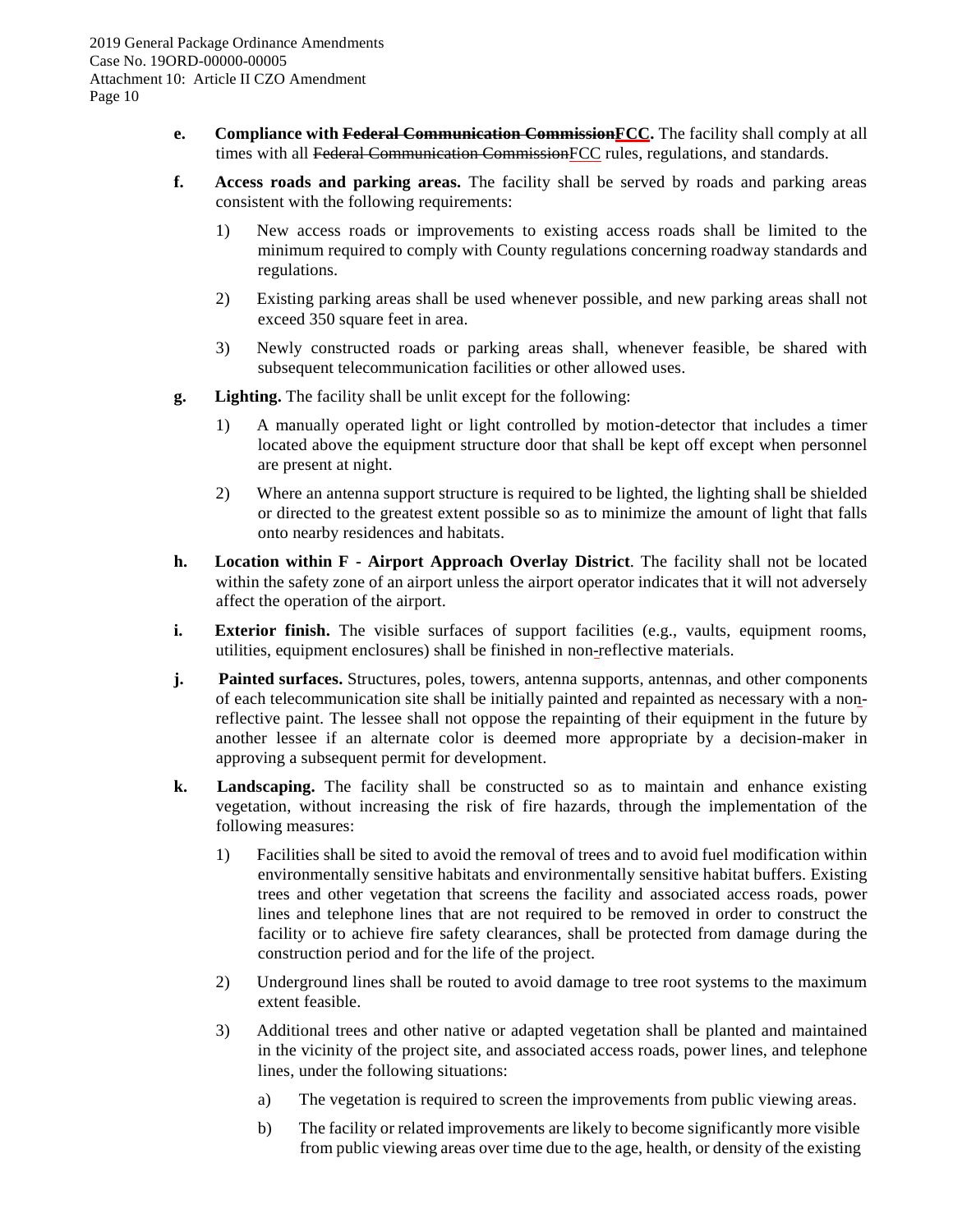**e.** **Compliance with ~~Federal Communication Commission~~FCC.** The facility shall comply at all times with all ~~Federal Communication Commission~~FCC rules, regulations, and standards.

**f.** **Access roads and parking areas.** The facility shall be served by roads and parking areas consistent with the following requirements:

1) New access roads or improvements to existing access roads shall be limited to the minimum required to comply with County regulations concerning roadway standards and regulations.

2) Existing parking areas shall be used whenever possible, and new parking areas shall not exceed 350 square feet in area.

3) Newly constructed roads or parking areas shall, whenever feasible, be shared with subsequent telecommunication facilities or other allowed uses.

**g.** **Lighting.** The facility shall be unlit except for the following:

1) A manually operated light or light controlled by motion-detector that includes a timer located above the equipment structure door that shall be kept off except when personnel are present at night.

2) Where an antenna support structure is required to be lighted, the lighting shall be shielded or directed to the greatest extent possible so as to minimize the amount of light that falls onto nearby residences and habitats.

**h.** **Location within F - Airport Approach Overlay District**. The facility shall not be located within the safety zone of an airport unless the airport operator indicates that it will not adversely affect the operation of the airport.

**i.** **Exterior finish.** The visible surfaces of support facilities (e.g., vaults, equipment rooms, utilities, equipment enclosures) shall be finished in non-reflective materials.

**j.** **Painted surfaces.** Structures, poles, towers, antenna supports, antennas, and other components of each telecommunication site shall be initially painted and repainted as necessary with a non-reflective paint. The lessee shall not oppose the repainting of their equipment in the future by another lessee if an alternate color is deemed more appropriate by a decision-maker in approving a subsequent permit for development.

**k.** **Landscaping.** The facility shall be constructed so as to maintain and enhance existing vegetation, without increasing the risk of fire hazards, through the implementation of the following measures:

1) Facilities shall be sited to avoid the removal of trees and to avoid fuel modification within environmentally sensitive habitats and environmentally sensitive habitat buffers. Existing trees and other vegetation that screens the facility and associated access roads, power lines and telephone lines that are not required to be removed in order to construct the facility or to achieve fire safety clearances, shall be protected from damage during the construction period and for the life of the project.

2) Underground lines shall be routed to avoid damage to tree root systems to the maximum extent feasible.

3) Additional trees and other native or adapted vegetation shall be planted and maintained in the vicinity of the project site, and associated access roads, power lines, and telephone lines, under the following situations:

   a) The vegetation is required to screen the improvements from public viewing areas.

   b) The facility or related improvements are likely to become significantly more visible from public viewing areas over time due to the age, health, or density of the existing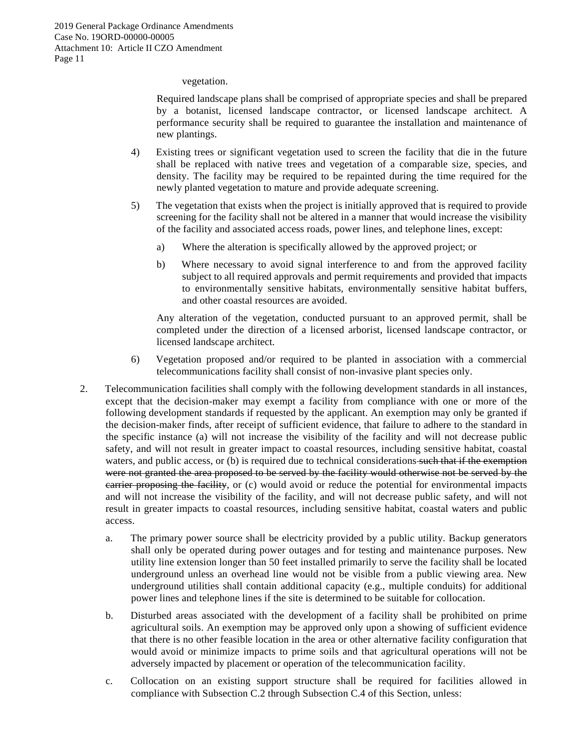vegetation.

Required landscape plans shall be comprised of appropriate species and shall be prepared by a botanist, licensed landscape contractor, or licensed landscape architect. A performance security shall be required to guarantee the installation and maintenance of new plantings.

4) Existing trees or significant vegetation used to screen the facility that die in the future shall be replaced with native trees and vegetation of a comparable size, species, and density. The facility may be required to be repainted during the time required for the newly planted vegetation to mature and provide adequate screening.

5) The vegetation that exists when the project is initially approved that is required to provide screening for the facility shall not be altered in a manner that would increase the visibility of the facility and associated access roads, power lines, and telephone lines, except:

   a) Where the alteration is specifically allowed by the approved project; or

   b) Where necessary to avoid signal interference to and from the approved facility subject to all required approvals and permit requirements and provided that impacts to environmentally sensitive habitats, environmentally sensitive habitat buffers, and other coastal resources are avoided.

   Any alteration of the vegetation, conducted pursuant to an approved permit, shall be completed under the direction of a licensed arborist, licensed landscape contractor, or licensed landscape architect.

6) Vegetation proposed and/or required to be planted in association with a commercial telecommunications facility shall consist of non-invasive plant species only.

2. Telecommunication facilities shall comply with the following development standards in all instances, except that the decision-maker may exempt a facility from compliance with one or more of the following development standards if requested by the applicant. An exemption may only be granted if the decision-maker finds, after receipt of sufficient evidence, that failure to adhere to the standard in the specific instance (a) will not increase the visibility of the facility and will not decrease public safety, and will not result in greater impact to coastal resources, including sensitive habitat, coastal waters, and public access, or (b) is required due to technical considerations ~~such that if the exemption were not granted the area proposed to be served by the facility would otherwise not be served by the carrier proposing the facility~~, or (c) would avoid or reduce the potential for environmental impacts and will not increase the visibility of the facility, and will not decrease public safety, and will not result in greater impacts to coastal resources, including sensitive habitat, coastal waters and public access.

   a. The primary power source shall be electricity provided by a public utility. Backup generators shall only be operated during power outages and for testing and maintenance purposes. New utility line extension longer than 50 feet installed primarily to serve the facility shall be located underground unless an overhead line would not be visible from a public viewing area. New underground utilities shall contain additional capacity (e.g., multiple conduits) for additional power lines and telephone lines if the site is determined to be suitable for collocation.

   b. Disturbed areas associated with the development of a facility shall be prohibited on prime agricultural soils. An exemption may be approved only upon a showing of sufficient evidence that there is no other feasible location in the area or other alternative facility configuration that would avoid or minimize impacts to prime soils and that agricultural operations will not be adversely impacted by placement or operation of the telecommunication facility.

   c. Collocation on an existing support structure shall be required for facilities allowed in compliance with Subsection C.2 through Subsection C.4 of this Section, unless: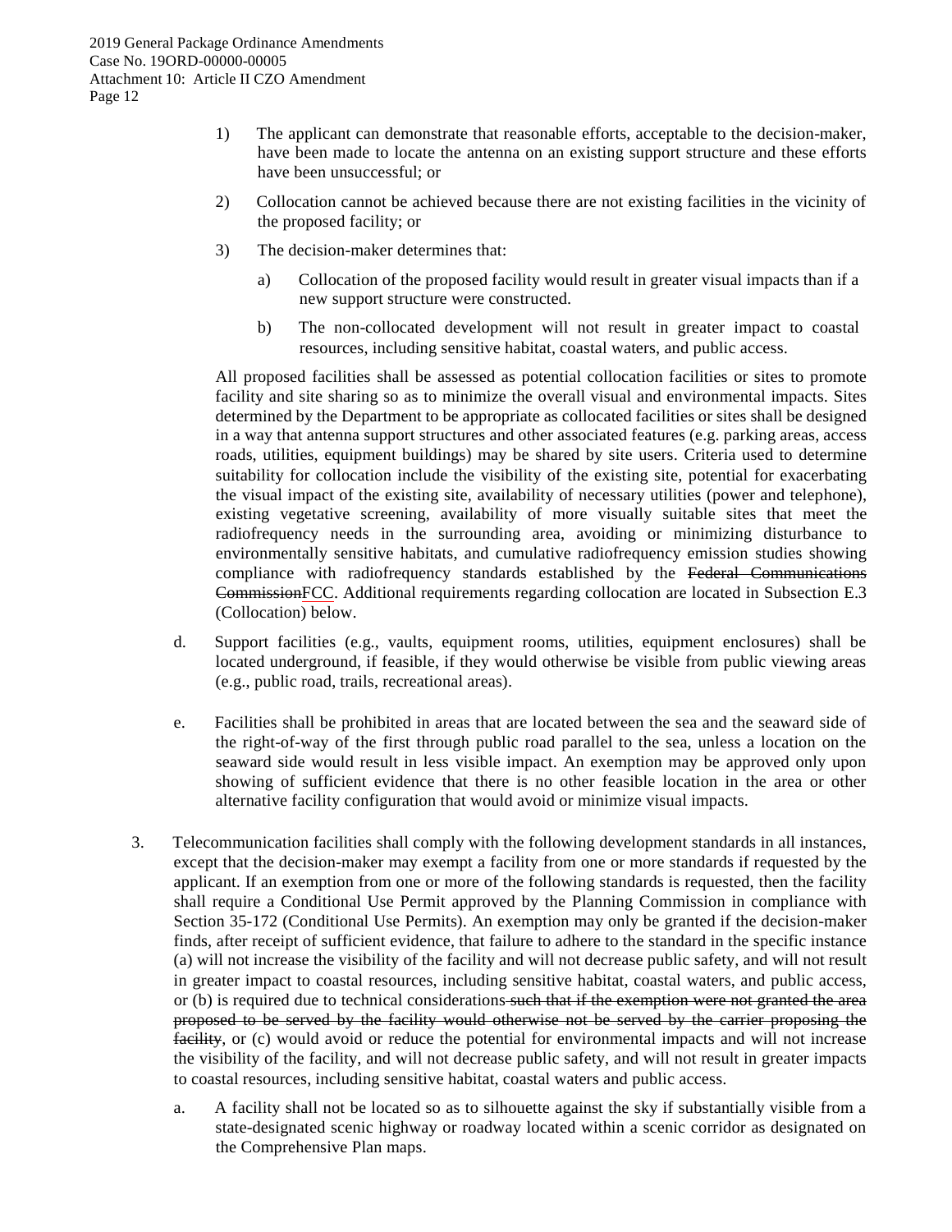1) The applicant can demonstrate that reasonable efforts, acceptable to the decision-maker, have been made to locate the antenna on an existing support structure and these efforts have been unsuccessful; or

2) Collocation cannot be achieved because there are not existing facilities in the vicinity of the proposed facility; or

3) The decision-maker determines that:

   a) Collocation of the proposed facility would result in greater visual impacts than if a new support structure were constructed.

   b) The non-collocated development will not result in greater impact to coastal resources, including sensitive habitat, coastal waters, and public access.

All proposed facilities shall be assessed as potential collocation facilities or sites to promote facility and site sharing so as to minimize the overall visual and environmental impacts. Sites determined by the Department to be appropriate as collocated facilities or sites shall be designed in a way that antenna support structures and other associated features (e.g. parking areas, access roads, utilities, equipment buildings) may be shared by site users. Criteria used to determine suitability for collocation include the visibility of the existing site, potential for exacerbating the visual impact of the existing site, availability of necessary utilities (power and telephone), existing vegetative screening, availability of more visually suitable sites that meet the radiofrequency needs in the surrounding area, avoiding or minimizing disturbance to environmentally sensitive habitats, and cumulative radiofrequency emission studies showing compliance with radiofrequency standards established by the ~~Federal Communications Commission~~FCC. Additional requirements regarding collocation are located in Subsection E.3 (Collocation) below.

d. Support facilities (e.g., vaults, equipment rooms, utilities, equipment enclosures) shall be located underground, if feasible, if they would otherwise be visible from public viewing areas (e.g., public road, trails, recreational areas).

e. Facilities shall be prohibited in areas that are located between the sea and the seaward side of the right-of-way of the first through public road parallel to the sea, unless a location on the seaward side would result in less visible impact. An exemption may be approved only upon showing of sufficient evidence that there is no other feasible location in the area or other alternative facility configuration that would avoid or minimize visual impacts.

3. Telecommunication facilities shall comply with the following development standards in all instances, except that the decision-maker may exempt a facility from one or more standards if requested by the applicant. If an exemption from one or more of the following standards is requested, then the facility shall require a Conditional Use Permit approved by the Planning Commission in compliance with Section 35-172 (Conditional Use Permits). An exemption may only be granted if the decision-maker finds, after receipt of sufficient evidence, that failure to adhere to the standard in the specific instance (a) will not increase the visibility of the facility and will not decrease public safety, and will not result in greater impact to coastal resources, including sensitive habitat, coastal waters, and public access, or (b) is required due to technical considerations~~ such that if the exemption were not granted the area proposed to be served by the facility would otherwise not be served by the carrier proposing the facility~~, or (c) would avoid or reduce the potential for environmental impacts and will not increase the visibility of the facility, and will not decrease public safety, and will not result in greater impacts to coastal resources, including sensitive habitat, coastal waters and public access.

   a. A facility shall not be located so as to silhouette against the sky if substantially visible from a state-designated scenic highway or roadway located within a scenic corridor as designated on the Comprehensive Plan maps.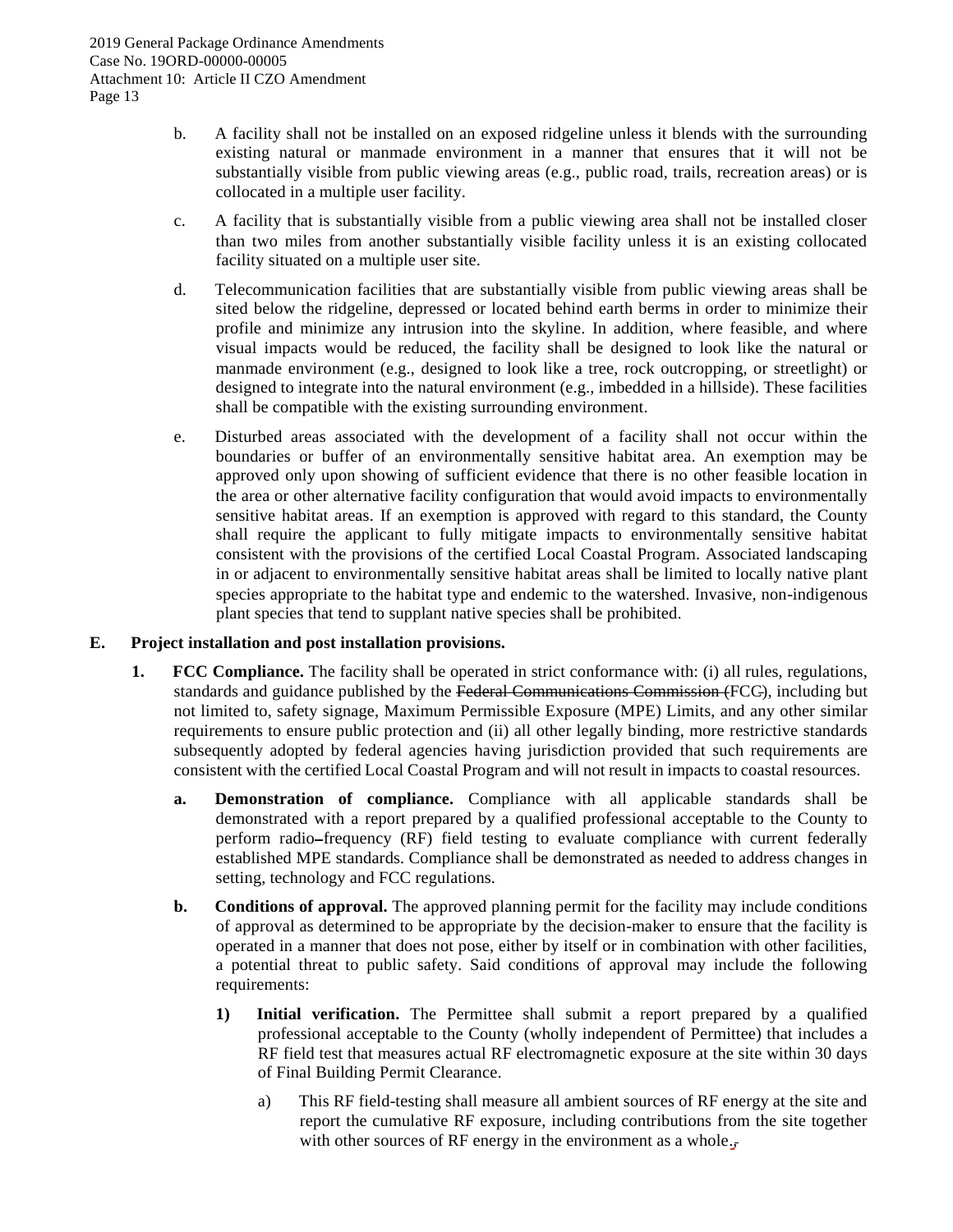b. A facility shall not be installed on an exposed ridgeline unless it blends with the surrounding existing natural or manmade environment in a manner that ensures that it will not be substantially visible from public viewing areas (e.g., public road, trails, recreation areas) or is collocated in a multiple user facility.

c. A facility that is substantially visible from a public viewing area shall not be installed closer than two miles from another substantially visible facility unless it is an existing collocated facility situated on a multiple user site.

d. Telecommunication facilities that are substantially visible from public viewing areas shall be sited below the ridgeline, depressed or located behind earth berms in order to minimize their profile and minimize any intrusion into the skyline. In addition, where feasible, and where visual impacts would be reduced, the facility shall be designed to look like the natural or manmade environment (e.g., designed to look like a tree, rock outcropping, or streetlight) or designed to integrate into the natural environment (e.g., imbedded in a hillside). These facilities shall be compatible with the existing surrounding environment.

e. Disturbed areas associated with the development of a facility shall not occur within the boundaries or buffer of an environmentally sensitive habitat area. An exemption may be approved only upon showing of sufficient evidence that there is no other feasible location in the area or other alternative facility configuration that would avoid impacts to environmentally sensitive habitat areas. If an exemption is approved with regard to this standard, the County shall require the applicant to fully mitigate impacts to environmentally sensitive habitat consistent with the provisions of the certified Local Coastal Program. Associated landscaping in or adjacent to environmentally sensitive habitat areas shall be limited to locally native plant species appropriate to the habitat type and endemic to the watershed. Invasive, non-indigenous plant species that tend to supplant native species shall be prohibited.

**E. Project installation and post installation provisions.**

**1. FCC Compliance.** The facility shall be operated in strict conformance with: (i) all rules, regulations, standards and guidance published by the ~~Federal Communications Commission (~~FCC~~)~~, including but not limited to, safety signage, Maximum Permissible Exposure (MPE) Limits, and any other similar requirements to ensure public protection and (ii) all other legally binding, more restrictive standards subsequently adopted by federal agencies having jurisdiction provided that such requirements are consistent with the certified Local Coastal Program and will not result in impacts to coastal resources.

**a. Demonstration of compliance.** Compliance with all applicable standards shall be demonstrated with a report prepared by a qualified professional acceptable to the County to perform radio-frequency (RF) field testing to evaluate compliance with current federally established MPE standards. Compliance shall be demonstrated as needed to address changes in setting, technology and FCC regulations.

**b. Conditions of approval.** The approved planning permit for the facility may include conditions of approval as determined to be appropriate by the decision-maker to ensure that the facility is operated in a manner that does not pose, either by itself or in combination with other facilities, a potential threat to public safety. Said conditions of approval may include the following requirements:

**1) Initial verification.** The Permittee shall submit a report prepared by a qualified professional acceptable to the County (wholly independent of Permittee) that includes a RF field test that measures actual RF electromagnetic exposure at the site within 30 days of Final Building Permit Clearance.

a) This RF field-testing shall measure all ambient sources of RF energy at the site and report the cumulative RF exposure, including contributions from the site together with other sources of RF energy in the environment as a whole.~~,~~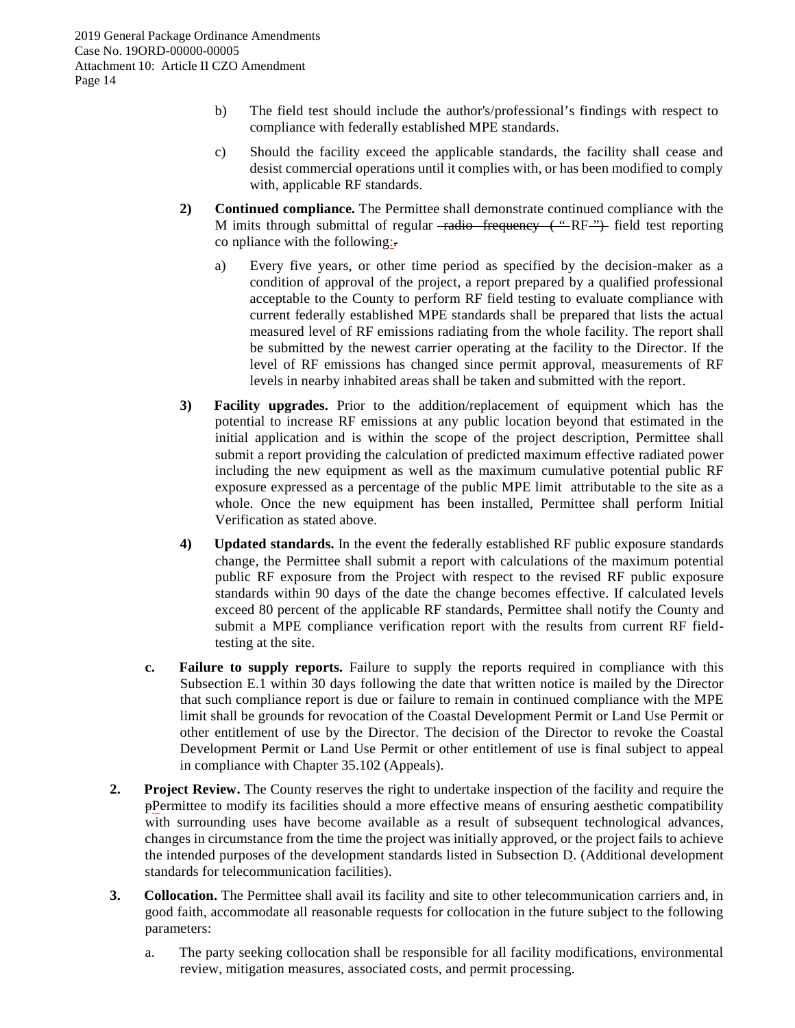b) The field test should include the author's/professional's findings with respect to compliance with federally established MPE standards.

c) Should the facility exceed the applicable standards, the facility shall cease and desist commercial operations until it complies with, or has been modified to comply with, applicable RF standards.

**2) Continued compliance.** The Permittee shall demonstrate continued compliance with the M imits through submittal of regular ~~radio frequency ("RF")~~ field test reporting co npliance with the following:~~.~~

a) Every five years, or other time period as specified by the decision-maker as a condition of approval of the project, a report prepared by a qualified professional acceptable to the County to perform RF field testing to evaluate compliance with current federally established MPE standards shall be prepared that lists the actual measured level of RF emissions radiating from the whole facility. The report shall be submitted by the newest carrier operating at the facility to the Director. If the level of RF emissions has changed since permit approval, measurements of RF levels in nearby inhabited areas shall be taken and submitted with the report.

**3) Facility upgrades.** Prior to the addition/replacement of equipment which has the potential to increase RF emissions at any public location beyond that estimated in the initial application and is within the scope of the project description, Permittee shall submit a report providing the calculation of predicted maximum effective radiated power including the new equipment as well as the maximum cumulative potential public RF exposure expressed as a percentage of the public MPE limit attributable to the site as a whole. Once the new equipment has been installed, Permittee shall perform Initial Verification as stated above.

**4) Updated standards.** In the event the federally established RF public exposure standards change, the Permittee shall submit a report with calculations of the maximum potential public RF exposure from the Project with respect to the revised RF public exposure standards within 90 days of the date the change becomes effective. If calculated levels exceed 80 percent of the applicable RF standards, Permittee shall notify the County and submit a MPE compliance verification report with the results from current RF field-testing at the site.

**c. Failure to supply reports.** Failure to supply the reports required in compliance with this Subsection E.1 within 30 days following the date that written notice is mailed by the Director that such compliance report is due or failure to remain in continued compliance with the MPE limit shall be grounds for revocation of the Coastal Development Permit or Land Use Permit or other entitlement of use by the Director. The decision of the Director to revoke the Coastal Development Permit or Land Use Permit or other entitlement of use is final subject to appeal in compliance with Chapter 35.102 (Appeals).

**2. Project Review.** The County reserves the right to undertake inspection of the facility and require the ~~p~~Permittee to modify its facilities should a more effective means of ensuring aesthetic compatibility with surrounding uses have become available as a result of subsequent technological advances, changes in circumstance from the time the project was initially approved, or the project fails to achieve the intended purposes of the development standards listed in Subsection D. (Additional development standards for telecommunication facilities).

**3. Collocation.** The Permittee shall avail its facility and site to other telecommunication carriers and, in good faith, accommodate all reasonable requests for collocation in the future subject to the following parameters:

a. The party seeking collocation shall be responsible for all facility modifications, environmental review, mitigation measures, associated costs, and permit processing.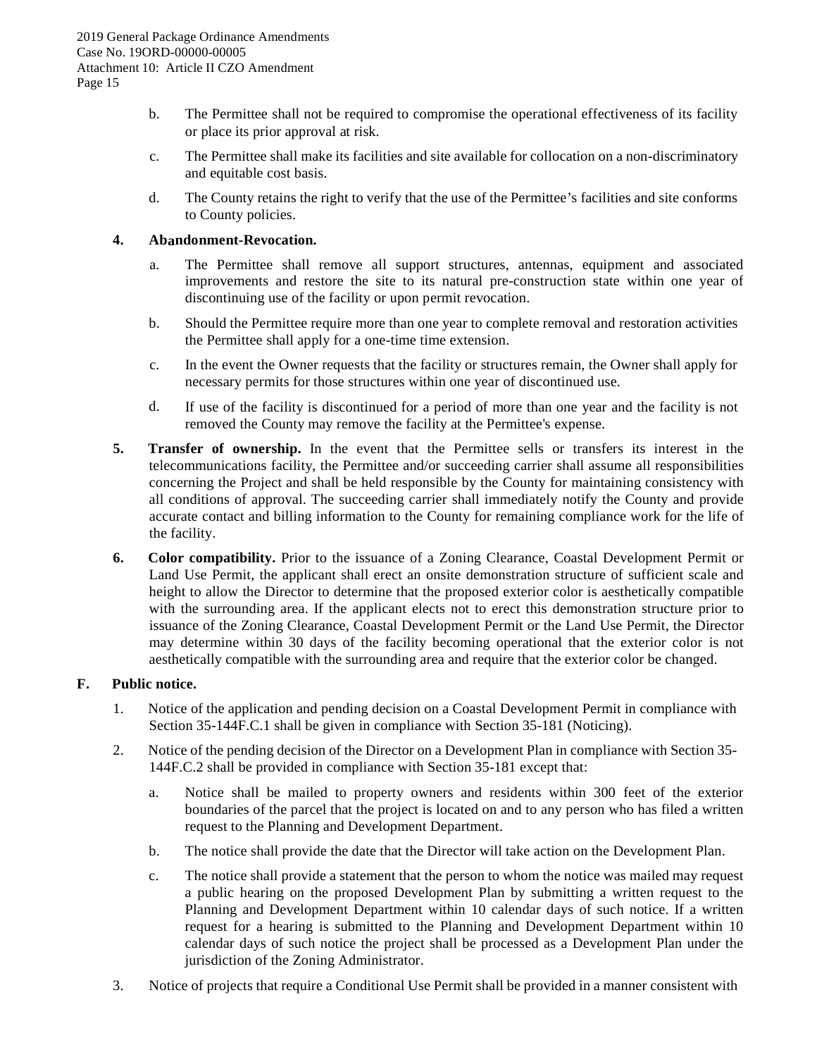b. The Permittee shall not be required to compromise the operational effectiveness of its facility or place its prior approval at risk.

c. The Permittee shall make its facilities and site available for collocation on a non-discriminatory and equitable cost basis.

d. The County retains the right to verify that the use of the Permittee's facilities and site conforms to County policies.

**4. Abandonment-Revocation.**

a. The Permittee shall remove all support structures, antennas, equipment and associated improvements and restore the site to its natural pre-construction state within one year of discontinuing use of the facility or upon permit revocation.

b. Should the Permittee require more than one year to complete removal and restoration activities the Permittee shall apply for a one-time time extension.

c. In the event the Owner requests that the facility or structures remain, the Owner shall apply for necessary permits for those structures within one year of discontinued use.

d. If use of the facility is discontinued for a period of more than one year and the facility is not removed the County may remove the facility at the Permittee's expense.

**5. Transfer of ownership.** In the event that the Permittee sells or transfers its interest in the telecommunications facility, the Permittee and/or succeeding carrier shall assume all responsibilities concerning the Project and shall be held responsible by the County for maintaining consistency with all conditions of approval. The succeeding carrier shall immediately notify the County and provide accurate contact and billing information to the County for remaining compliance work for the life of the facility.

**6. Color compatibility.** Prior to the issuance of a Zoning Clearance, Coastal Development Permit or Land Use Permit, the applicant shall erect an onsite demonstration structure of sufficient scale and height to allow the Director to determine that the proposed exterior color is aesthetically compatible with the surrounding area. If the applicant elects not to erect this demonstration structure prior to issuance of the Zoning Clearance, Coastal Development Permit or the Land Use Permit, the Director may determine within 30 days of the facility becoming operational that the exterior color is not aesthetically compatible with the surrounding area and require that the exterior color be changed.

**F. Public notice.**

1. Notice of the application and pending decision on a Coastal Development Permit in compliance with Section 35-144F.C.1 shall be given in compliance with Section 35-181 (Noticing).

2. Notice of the pending decision of the Director on a Development Plan in compliance with Section 35-144F.C.2 shall be provided in compliance with Section 35-181 except that:

   a. Notice shall be mailed to property owners and residents within 300 feet of the exterior boundaries of the parcel that the project is located on and to any person who has filed a written request to the Planning and Development Department.

   b. The notice shall provide the date that the Director will take action on the Development Plan.

   c. The notice shall provide a statement that the person to whom the notice was mailed may request a public hearing on the proposed Development Plan by submitting a written request to the Planning and Development Department within 10 calendar days of such notice. If a written request for a hearing is submitted to the Planning and Development Department within 10 calendar days of such notice the project shall be processed as a Development Plan under the jurisdiction of the Zoning Administrator.

3. Notice of projects that require a Conditional Use Permit shall be provided in a manner consistent with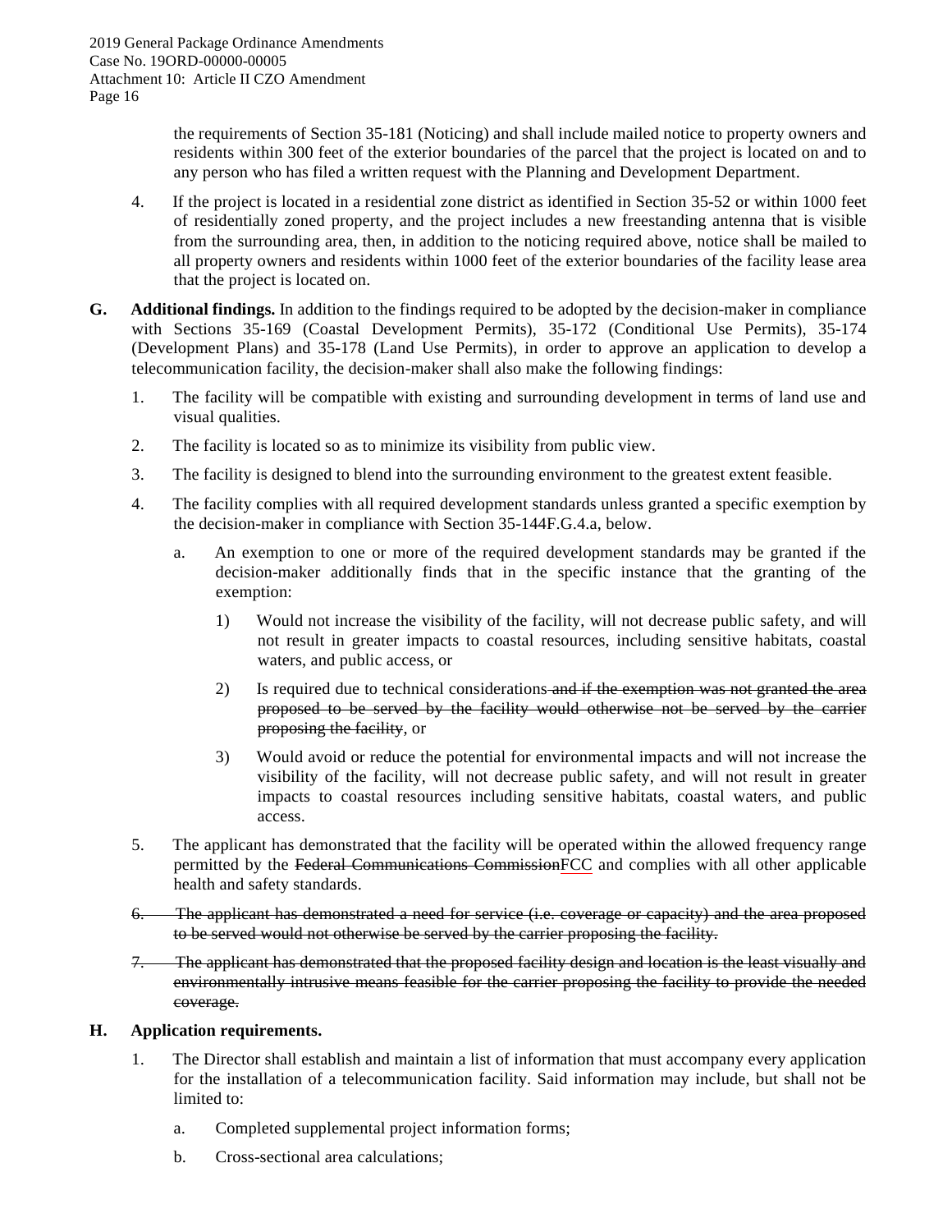the requirements of Section 35-181 (Noticing) and shall include mailed notice to property owners and residents within 300 feet of the exterior boundaries of the parcel that the project is located on and to any person who has filed a written request with the Planning and Development Department.

4. If the project is located in a residential zone district as identified in Section 35-52 or within 1000 feet of residentially zoned property, and the project includes a new freestanding antenna that is visible from the surrounding area, then, in addition to the noticing required above, notice shall be mailed to all property owners and residents within 1000 feet of the exterior boundaries of the facility lease area that the project is located on.

**G. Additional findings.** In addition to the findings required to be adopted by the decision-maker in compliance with Sections 35-169 (Coastal Development Permits), 35-172 (Conditional Use Permits), 35-174 (Development Plans) and 35-178 (Land Use Permits), in order to approve an application to develop a telecommunication facility, the decision-maker shall also make the following findings:

1. The facility will be compatible with existing and surrounding development in terms of land use and visual qualities.

2. The facility is located so as to minimize its visibility from public view.

3. The facility is designed to blend into the surrounding environment to the greatest extent feasible.

4. The facility complies with all required development standards unless granted a specific exemption by the decision-maker in compliance with Section 35-144F.G.4.a, below.

   a. An exemption to one or more of the required development standards may be granted if the decision-maker additionally finds that in the specific instance that the granting of the exemption:

      1) Would not increase the visibility of the facility, will not decrease public safety, and will not result in greater impacts to coastal resources, including sensitive habitats, coastal waters, and public access, or

      2) Is required due to technical considerations ~~and if the exemption was not granted the area proposed to be served by the facility would otherwise not be served by the carrier proposing the facility~~, or

      3) Would avoid or reduce the potential for environmental impacts and will not increase the visibility of the facility, will not decrease public safety, and will not result in greater impacts to coastal resources including sensitive habitats, coastal waters, and public access.

5. The applicant has demonstrated that the facility will be operated within the allowed frequency range permitted by the ~~Federal Communications Commission~~<u>FCC</u> and complies with all other applicable health and safety standards.

~~6. The applicant has demonstrated a need for service (i.e. coverage or capacity) and the area proposed to be served would not otherwise be served by the carrier proposing the facility.~~

~~7. The applicant has demonstrated that the proposed facility design and location is the least visually and environmentally intrusive means feasible for the carrier proposing the facility to provide the needed coverage.~~

**H. Application requirements.**

1. The Director shall establish and maintain a list of information that must accompany every application for the installation of a telecommunication facility. Said information may include, but shall not be limited to:

   a. Completed supplemental project information forms;

   b. Cross-sectional area calculations;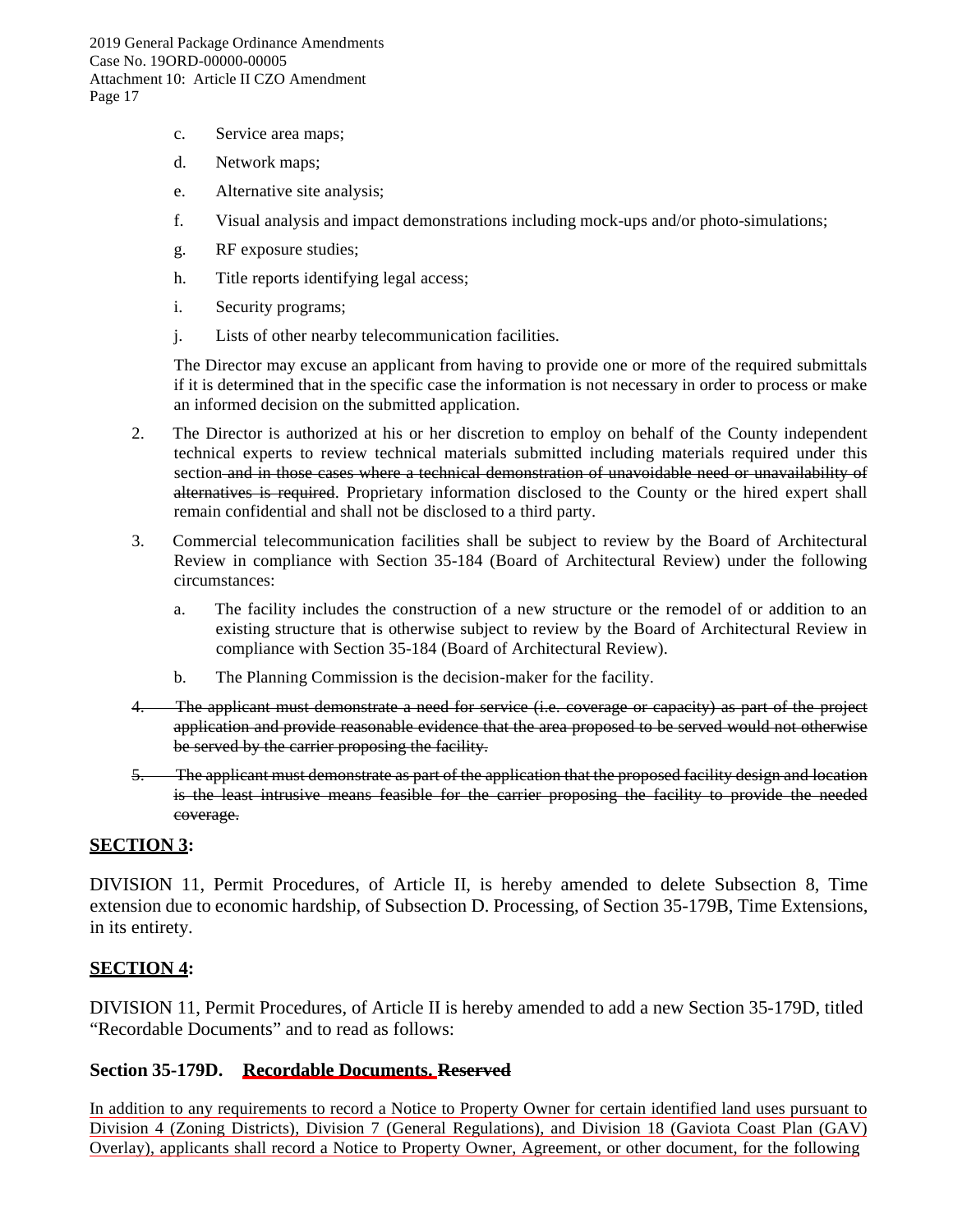c. Service area maps;

d. Network maps;

e. Alternative site analysis;

f. Visual analysis and impact demonstrations including mock-ups and/or photo-simulations;

g. RF exposure studies;

h. Title reports identifying legal access;

i. Security programs;

j. Lists of other nearby telecommunication facilities.

The Director may excuse an applicant from having to provide one or more of the required submittals if it is determined that in the specific case the information is not necessary in order to process or make an informed decision on the submitted application.

2. The Director is authorized at his or her discretion to employ on behalf of the County independent technical experts to review technical materials submitted including materials required under this section ~~and in those cases where a technical demonstration of unavoidable need or unavailability of alternatives is required~~. Proprietary information disclosed to the County or the hired expert shall remain confidential and shall not be disclosed to a third party.

3. Commercial telecommunication facilities shall be subject to review by the Board of Architectural Review in compliance with Section 35-184 (Board of Architectural Review) under the following circumstances:

   a. The facility includes the construction of a new structure or the remodel of or addition to an existing structure that is otherwise subject to review by the Board of Architectural Review in compliance with Section 35-184 (Board of Architectural Review).

   b. The Planning Commission is the decision-maker for the facility.

~~4. The applicant must demonstrate a need for service (i.e. coverage or capacity) as part of the project application and provide reasonable evidence that the area proposed to be served would not otherwise be served by the carrier proposing the facility.~~

~~5. The applicant must demonstrate as part of the application that the proposed facility design and location is the least intrusive means feasible for the carrier proposing the facility to provide the needed coverage.~~

## SECTION 3:

DIVISION 11, Permit Procedures, of Article II, is hereby amended to delete Subsection 8, Time extension due to economic hardship, of Subsection D. Processing, of Section 35-179B, Time Extensions, in its entirety.

## SECTION 4:

DIVISION 11, Permit Procedures, of Article II is hereby amended to add a new Section 35-179D, titled "Recordable Documents" and to read as follows:

### Section 35-179D. Recordable Documents. ~~Reserved~~

In addition to any requirements to record a Notice to Property Owner for certain identified land uses pursuant to Division 4 (Zoning Districts), Division 7 (General Regulations), and Division 18 (Gaviota Coast Plan (GAV) Overlay), applicants shall record a Notice to Property Owner, Agreement, or other document, for the following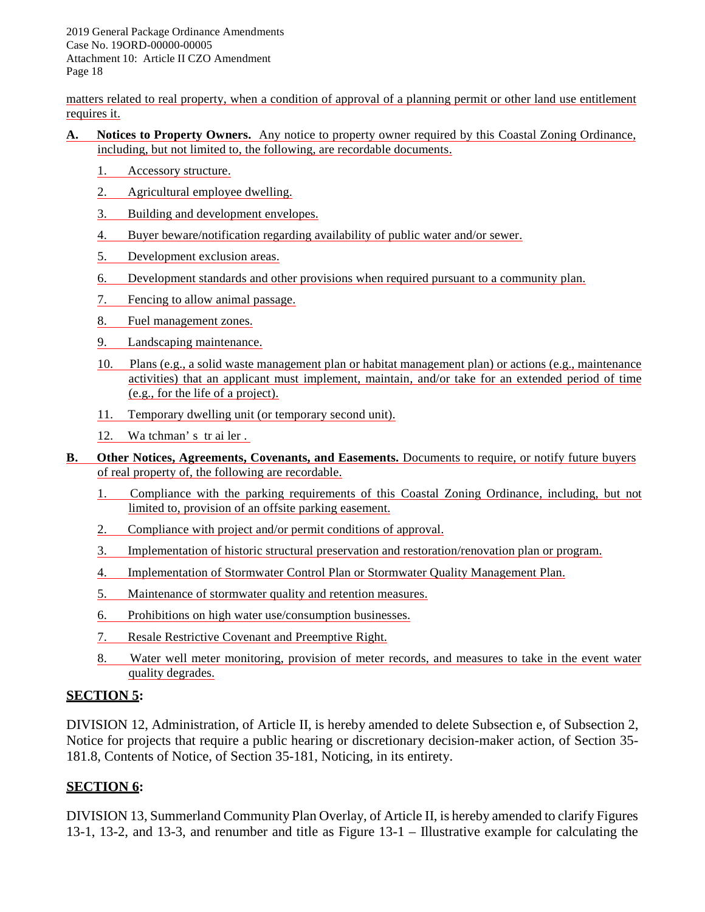matters related to real property, when a condition of approval of a planning permit or other land use entitlement requires it.

**A. Notices to Property Owners.** Any notice to property owner required by this Coastal Zoning Ordinance, including, but not limited to, the following, are recordable documents.

1. Accessory structure.
2. Agricultural employee dwelling.
3. Building and development envelopes.
4. Buyer beware/notification regarding availability of public water and/or sewer.
5. Development exclusion areas.
6. Development standards and other provisions when required pursuant to a community plan.
7. Fencing to allow animal passage.
8. Fuel management zones.
9. Landscaping maintenance.
10. Plans (e.g., a solid waste management plan or habitat management plan) or actions (e.g., maintenance activities) that an applicant must implement, maintain, and/or take for an extended period of time (e.g., for the life of a project).
11. Temporary dwelling unit (or temporary second unit).
12. Watchman's trailer.

**B. Other Notices, Agreements, Covenants, and Easements.** Documents to require, or notify future buyers of real property of, the following are recordable.

1. Compliance with the parking requirements of this Coastal Zoning Ordinance, including, but not limited to, provision of an offsite parking easement.
2. Compliance with project and/or permit conditions of approval.
3. Implementation of historic structural preservation and restoration/renovation plan or program.
4. Implementation of Stormwater Control Plan or Stormwater Quality Management Plan.
5. Maintenance of stormwater quality and retention measures.
6. Prohibitions on high water use/consumption businesses.
7. Resale Restrictive Covenant and Preemptive Right.
8. Water well meter monitoring, provision of meter records, and measures to take in the event water quality degrades.

## SECTION 5:

DIVISION 12, Administration, of Article II, is hereby amended to delete Subsection e, of Subsection 2, Notice for projects that require a public hearing or discretionary decision-maker action, of Section 35-181.8, Contents of Notice, of Section 35-181, Noticing, in its entirety.

## SECTION 6:

DIVISION 13, Summerland Community Plan Overlay, of Article II, is hereby amended to clarify Figures 13-1, 13-2, and 13-3, and renumber and title as Figure 13-1 – Illustrative example for calculating the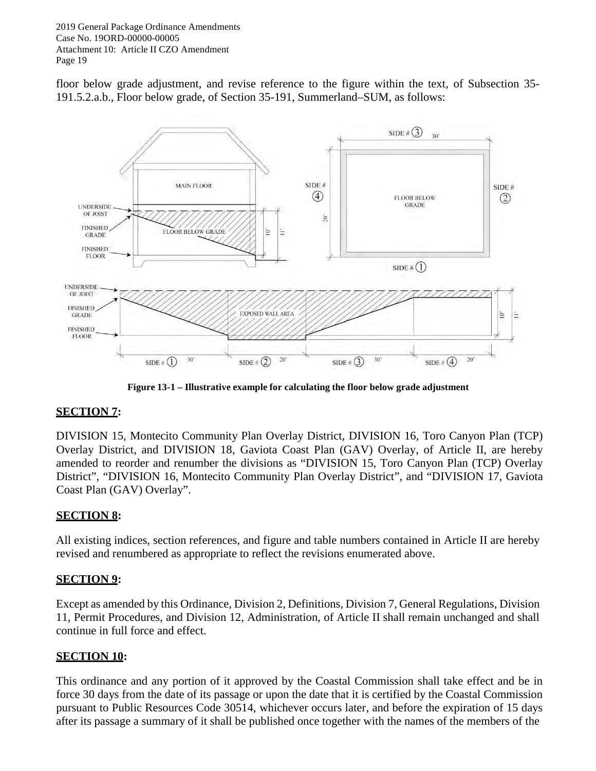floor below grade adjustment, and revise reference to the figure within the text, of Subsection 35-191.5.2.a.b., Floor below grade, of Section 35-191, Summerland–SUM, as follows:

**Figure 13-1 – Illustrative example for calculating the floor below grade adjustment**

## SECTION 7:

DIVISION 15, Montecito Community Plan Overlay District, DIVISION 16, Toro Canyon Plan (TCP) Overlay District, and DIVISION 18, Gaviota Coast Plan (GAV) Overlay, of Article II, are hereby amended to reorder and renumber the divisions as "DIVISION 15, Toro Canyon Plan (TCP) Overlay District", "DIVISION 16, Montecito Community Plan Overlay District", and "DIVISION 17, Gaviota Coast Plan (GAV) Overlay".

## SECTION 8:

All existing indices, section references, and figure and table numbers contained in Article II are hereby revised and renumbered as appropriate to reflect the revisions enumerated above.

## SECTION 9:

Except as amended by this Ordinance, Division 2, Definitions, Division 7, General Regulations, Division 11, Permit Procedures, and Division 12, Administration, of Article II shall remain unchanged and shall continue in full force and effect.

## SECTION 10:

This ordinance and any portion of it approved by the Coastal Commission shall take effect and be in force 30 days from the date of its passage or upon the date that it is certified by the Coastal Commission pursuant to Public Resources Code 30514, whichever occurs later, and before the expiration of 15 days after its passage a summary of it shall be published once together with the names of the members of the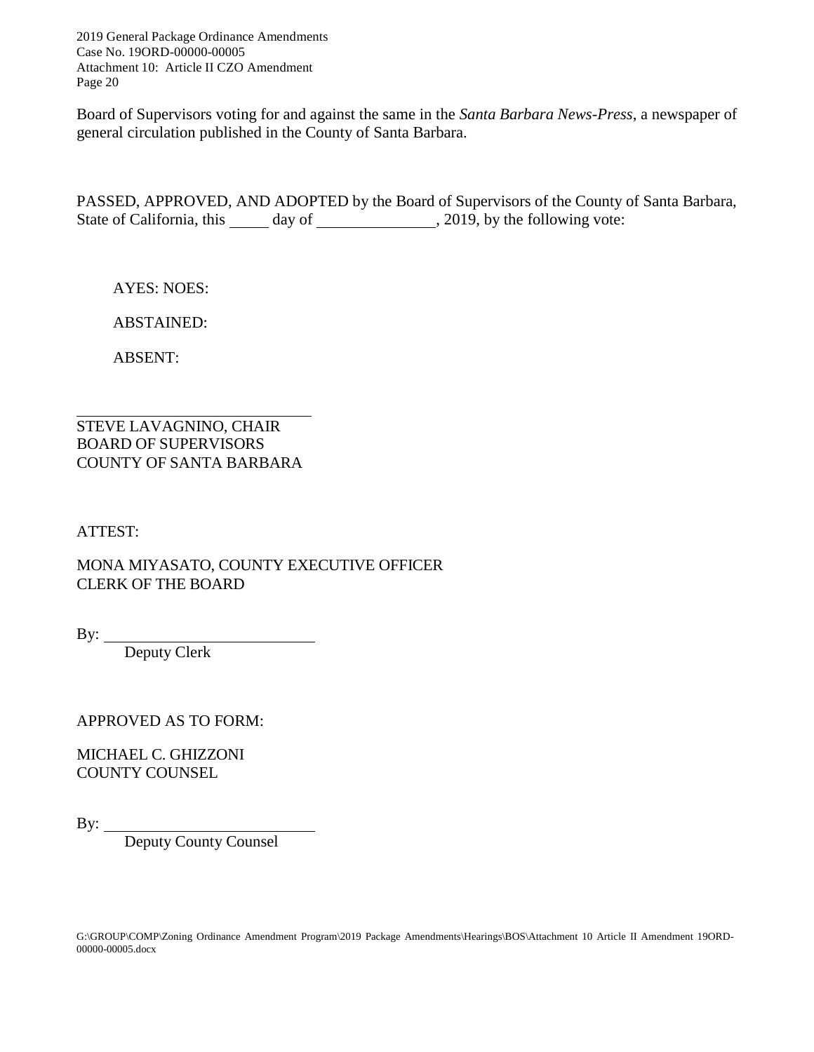Board of Supervisors voting for and against the same in the *Santa Barbara News-Press*, a newspaper of general circulation published in the County of Santa Barbara.

PASSED, APPROVED, AND ADOPTED by the Board of Supervisors of the County of Santa Barbara, State of California, this _____ day of _______________, 2019, by the following vote:

AYES: NOES:

ABSTAINED:

ABSENT:

______________________________
STEVE LAVAGNINO, CHAIR
BOARD OF SUPERVISORS
COUNTY OF SANTA BARBARA

ATTEST:

MONA MIYASATO, COUNTY EXECUTIVE OFFICER
CLERK OF THE BOARD

By: ___________________________
Deputy Clerk

APPROVED AS TO FORM:

MICHAEL C. GHIZZONI
COUNTY COUNSEL

By: ___________________________
Deputy County Counsel

G:\GROUP\COMP\Zoning Ordinance Amendment Program\2019 Package Amendments\Hearings\BOS\Attachment 10 Article II Amendment 19ORD-00000-00005.docx